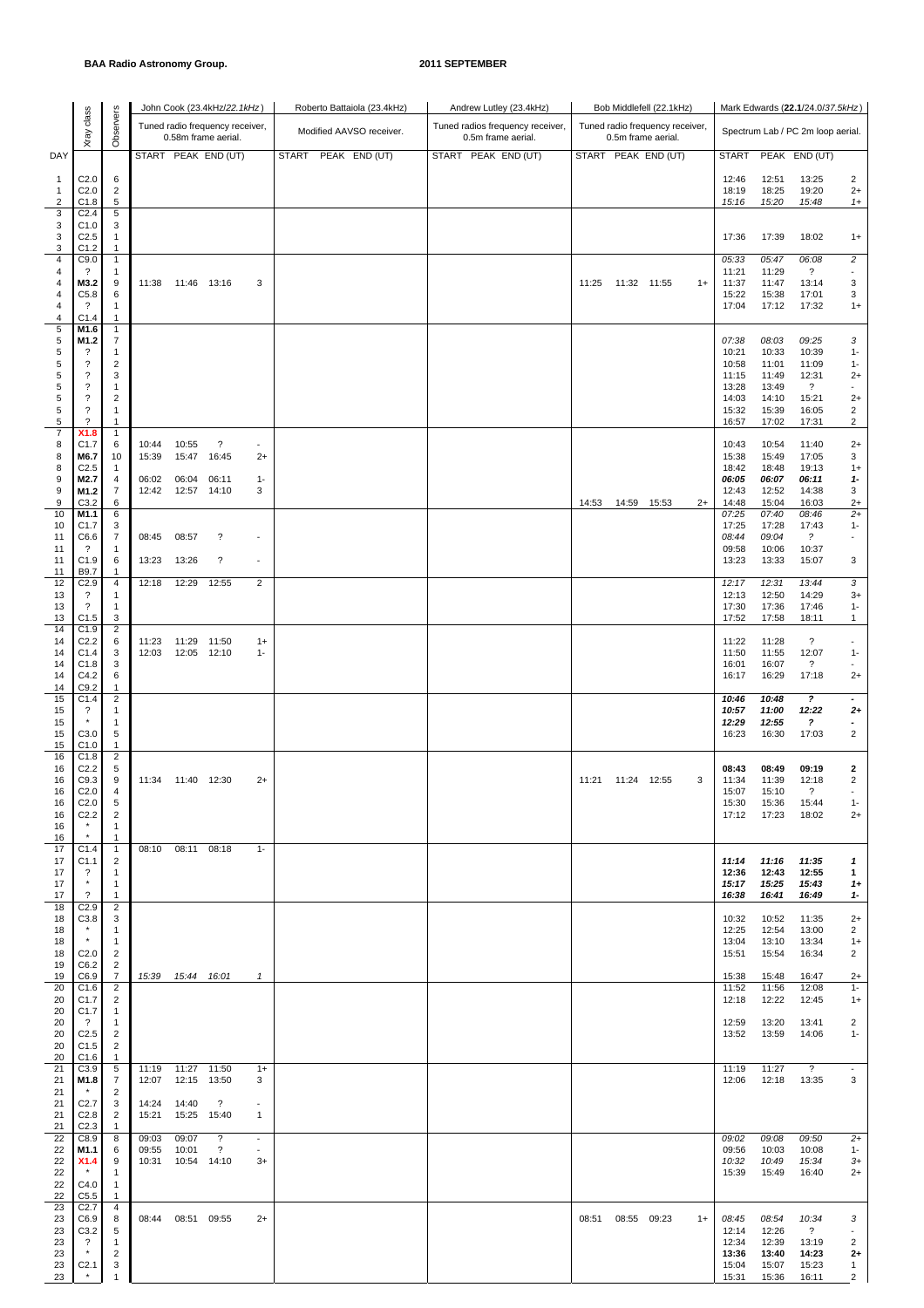**BAA Radio Astronomy Group.** **2011 SEPTEMBER**

| DAY | Xray class | Observers | John Cook (23.4kHz/*22.1kHz*) Tuned radio frequency receiver, 0.58m frame aerial. START | PEAK | END (UT) | | Roberto Battaiola (23.4kHz) Modified AAVSO receiver. START | PEAK | END (UT) | Andrew Lutley (23.4kHz) Tuned radios frequency receiver, 0.5m frame aerial. START | PEAK | END (UT) | Bob Middlefell (22.1kHz) Tuned radio frequency receiver, 0.5m frame aerial. START | PEAK | END (UT) | | Mark Edwards (**22.1**/24.0/*37.5kHz*) Spectrum Lab / PC 2m loop aerial. START | PEAK | END (UT) | |
|---|---|---|---|---|---|---|---|---|---|---|---|---|---|---|---|---|---|---|---|---|---|
| 1 | C2.0 | 6 | | | | | | | | | | | | | | | | 12:46 | 12:51 | 13:25 | 2 |
| 1 | C2.0 | 2 | | | | | | | | | | | | | | | | 18:19 | 18:25 | 19:20 | 2+ |
| 2 | C1.8 | 5 | | | | | | | | | | | | | | | | *15:16* | *15:20* | *15:48* | *1+* |
| 3 | C2.4 | 5 | | | | | | | | | | | | | | | | | | | |
| 3 | C1.0 | 3 | | | | | | | | | | | | | | | | | | | |
| 3 | C2.5 | 1 | | | | | | | | | | | | | | | | 17:36 | 17:39 | 18:02 | 1+ |
| 3 | C1.2 | 1 | | | | | | | | | | | | | | | | | | | |
| 4 | C9.0 | 1 | | | | | | | | | | | | | | | | *05:33* | *05:47* | *06:08* | *2* |
| 4 | ? | 1 | | | | | | | | | | | | | | | | 11:21 | 11:29 | ? | - |
| 4 | **M3.2** | 9 | 11:38 | 11:46 | 13:16 | 3 | | | | | | | 11:25 | 11:32 | 11:55 | 1+ | | 11:37 | 11:47 | 13:14 | 3 |
| 4 | C5.8 | 6 | | | | | | | | | | | | | | | | 15:22 | 15:38 | 17:01 | 3 |
| 4 | ? | 1 | | | | | | | | | | | | | | | | 17:04 | 17:12 | 17:32 | 1+ |
| 4 | C1.4 | 1 | | | | | | | | | | | | | | | | | | | |
| 5 | **M1.6** | 1 | | | | | | | | | | | | | | | | | | | |
| 5 | **M1.2** | 7 | | | | | | | | | | | | | | | | *07:38* | *08:03* | *09:25* | *3* |
| 5 | ? | 1 | | | | | | | | | | | | | | | | 10:21 | 10:33 | 10:39 | 1- |
| 5 | ? | 2 | | | | | | | | | | | | | | | | 10:58 | 11:01 | 11:09 | 1- |
| 5 | ? | 3 | | | | | | | | | | | | | | | | 11:15 | 11:49 | 12:31 | 2+ |
| 5 | ? | 1 | | | | | | | | | | | | | | | | 13:28 | 13:49 | ? | - |
| 5 | ? | 2 | | | | | | | | | | | | | | | | 14:03 | 14:10 | 15:21 | 2+ |
| 5 | ? | 1 | | | | | | | | | | | | | | | | 15:32 | 15:39 | 16:05 | 2 |
| 5 | ? | 1 | | | | | | | | | | | | | | | | 16:57 | 17:02 | 17:31 | 2 |
| 7 | **X1.8** | 1 | | | | | | | | | | | | | | | | | | | |
| 8 | C1.7 | 6 | 10:44 | 10:55 | ? | - | | | | | | | | | | | | 10:43 | 10:54 | 11:40 | 2+ |
| 8 | **M6.7** | 10 | 15:39 | 15:47 | 16:45 | 2+ | | | | | | | | | | | | 15:38 | 15:49 | 17:05 | 3 |
| 8 | C2.5 | 1 | | | | | | | | | | | | | | | | 18:42 | 18:48 | 19:13 | 1+ |
| 9 | **M2.7** | 4 | 06:02 | 06:04 | 06:11 | 1- | | | | | | | | | | | | ***06:05*** | ***06:07*** | ***06:11*** | ***1-*** |
| 9 | **M1.2** | 7 | 12:42 | 12:57 | 14:10 | 3 | | | | | | | | | | | | 12:43 | 12:52 | 14:38 | 3 |
| 9 | C3.2 | 6 | | | | | | | | | | | 14:53 | 14:59 | 15:53 | 2+ | | 14:48 | 15:04 | 16:03 | 2+ |
| 10 | **M1.1** | 6 | | | | | | | | | | | | | | | | *07:25* | *07:40* | *08:46* | *2+* |
| 10 | C1.7 | 3 | | | | | | | | | | | | | | | | 17:25 | 17:28 | 17:43 | 1- |
| 11 | C6.6 | 7 | 08:45 | 08:57 | ? | - | | | | | | | | | | | | *08:44* | *09:04* | *?* | *-* |
| 11 | ? | 1 | | | | | | | | | | | | | | | | 09:58 | 10:06 | 10:37 | |
| 11 | C1.9 | 6 | 13:23 | 13:26 | ? | - | | | | | | | | | | | | 13:23 | 13:33 | 15:07 | 3 |
| 11 | B9.7 | 1 | | | | | | | | | | | | | | | | | | | |
| 12 | C2.9 | 4 | 12:18 | 12:29 | 12:55 | 2 | | | | | | | | | | | | *12:17* | *12:31* | *13:44* | *3* |
| 13 | ? | 1 | | | | | | | | | | | | | | | | 12:13 | 12:50 | 14:29 | 3+ |
| 13 | ? | 1 | | | | | | | | | | | | | | | | 17:30 | 17:36 | 17:46 | 1- |
| 13 | C1.5 | 3 | | | | | | | | | | | | | | | | 17:52 | 17:58 | 18:11 | 1 |
| 14 | C1.9 | 2 | | | | | | | | | | | | | | | | | | | |
| 14 | C2.2 | 6 | 11:23 | 11:29 | 11:50 | 1+ | | | | | | | | | | | | 11:22 | 11:28 | ? | - |
| 14 | C1.4 | 3 | 12:03 | 12:05 | 12:10 | 1- | | | | | | | | | | | | 11:50 | 11:55 | 12:07 | 1- |
| 14 | C1.8 | 3 | | | | | | | | | | | | | | | | 16:01 | 16:07 | ? | - |
| 14 | C4.2 | 6 | | | | | | | | | | | | | | | | 16:17 | 16:29 | 17:18 | 2+ |
| 14 | C9.2 | 1 | | | | | | | | | | | | | | | | | | | |
| 15 | C1.4 | 2 | | | | | | | | | | | | | | | | ***10:46*** | ***10:48*** | ***?*** | ***-*** |
| 15 | ? | 1 | | | | | | | | | | | | | | | | ***10:57*** | ***11:00*** | ***12:22*** | ***2+*** |
| 15 | * | 1 | | | | | | | | | | | | | | | | ***12:29*** | ***12:55*** | ***?*** | ***-*** |
| 15 | C3.0 | 5 | | | | | | | | | | | | | | | | 16:23 | 16:30 | 17:03 | 2 |
| 15 | C1.0 | 1 | | | | | | | | | | | | | | | | | | | |
| 16 | C1.8 | 2 | | | | | | | | | | | | | | | | | | | |
| 16 | C2.2 | 5 | | | | | | | | | | | | | | | | **08:43** | **08:49** | **09:19** | **2** |
| 16 | C9.3 | 9 | 11:34 | 11:40 | 12:30 | 2+ | | | | | | | 11:21 | 11:24 | 12:55 | 3 | | 11:34 | 11:39 | 12:18 | 2 |
| 16 | C2.0 | 4 | | | | | | | | | | | | | | | | 15:07 | 15:10 | ? | - |
| 16 | C2.0 | 5 | | | | | | | | | | | | | | | | 15:30 | 15:36 | 15:44 | 1- |
| 16 | C2.2 | 2 | | | | | | | | | | | | | | | | 17:12 | 17:23 | 18:02 | 2+ |
| 16 | * | 1 | | | | | | | | | | | | | | | | | | | |
| 16 | * | 1 | | | | | | | | | | | | | | | | | | | |
| 17 | C1.4 | 1 | 08:10 | 08:11 | 08:18 | 1- | | | | | | | | | | | | | | | |
| 17 | C1.1 | 2 | | | | | | | | | | | | | | | | ***11:14*** | ***11:16*** | ***11:35*** | ***1*** |
| 17 | ? | 1 | | | | | | | | | | | | | | | | **12:36** | **12:43** | **12:55** | **1** |
| 17 | * | 1 | | | | | | | | | | | | | | | | ***15:17*** | ***15:25*** | ***15:43*** | ***1+*** |
| 17 | ? | 1 | | | | | | | | | | | | | | | | ***16:38*** | ***16:41*** | ***16:49*** | ***1-*** |
| 18 | C2.9 | 2 | | | | | | | | | | | | | | | | | | | |
| 18 | C3.8 | 3 | | | | | | | | | | | | | | | | 10:32 | 10:52 | 11:35 | 2+ |
| 18 | * | 1 | | | | | | | | | | | | | | | | 12:25 | 12:54 | 13:00 | 2 |
| 18 | * | 1 | | | | | | | | | | | | | | | | 13:04 | 13:10 | 13:34 | 1+ |
| 18 | C2.0 | 2 | | | | | | | | | | | | | | | | 15:51 | 15:54 | 16:34 | 2 |
| 19 | C6.2 | 2 | | | | | | | | | | | | | | | | | | | |
| 19 | C6.9 | 7 | *15:39* | *15:44* | *16:01* | *1* | | | | | | | | | | | | 15:38 | 15:48 | 16:47 | 2+ |
| 20 | C1.6 | 2 | | | | | | | | | | | | | | | | 11:52 | 11:56 | 12:08 | 1- |
| 20 | C1.7 | 2 | | | | | | | | | | | | | | | | 12:18 | 12:22 | 12:45 | 1+ |
| 20 | C1.7 | 1 | | | | | | | | | | | | | | | | | | | |
| 20 | ? | 1 | | | | | | | | | | | | | | | | 12:59 | 13:20 | 13:41 | 2 |
| 20 | C2.5 | 2 | | | | | | | | | | | | | | | | 13:52 | 13:59 | 14:06 | 1- |
| 20 | C1.5 | 2 | | | | | | | | | | | | | | | | | | | |
| 20 | C1.6 | 1 | | | | | | | | | | | | | | | | | | | |
| 21 | C3.9 | 5 | 11:19 | 11:27 | 11:50 | 1+ | | | | | | | | | | | | 11:19 | 11:27 | ? | - |
| 21 | **M1.8** | 7 | 12:07 | 12:15 | 13:50 | 3 | | | | | | | | | | | | 12:06 | 12:18 | 13:35 | 3 |
| 21 | * | 2 | | | | | | | | | | | | | | | | | | | |
| 21 | C2.7 | 3 | 14:24 | 14:40 | ? | - | | | | | | | | | | | | | | | |
| 21 | C2.8 | 2 | 15:21 | 15:25 | 15:40 | 1 | | | | | | | | | | | | | | | |
| 21 | C2.3 | 1 | | | | | | | | | | | | | | | | | | | |
| 22 | C8.9 | 8 | 09:03 | 09:07 | ? | - | | | | | | | | | | | | *09:02* | *09:08* | *09:50* | *2+* |
| 22 | **M1.1** | 6 | 09:55 | 10:01 | ? | - | | | | | | | | | | | | 09:56 | 10:03 | 10:08 | 1- |
| 22 | **X1.4** | 9 | 10:31 | 10:54 | 14:10 | 3+ | | | | | | | | | | | | *10:32* | *10:49* | *15:34* | *3+* |
| 22 | * | 1 | | | | | | | | | | | | | | | | 15:39 | 15:49 | 16:40 | 2+ |
| 22 | C4.0 | 1 | | | | | | | | | | | | | | | | | | | |
| 22 | C5.5 | 1 | | | | | | | | | | | | | | | | | | | |
| 23 | C2.7 | 4 | | | | | | | | | | | | | | | | | | | |
| 23 | C6.9 | 8 | 08:44 | 08:51 | 09:55 | 2+ | | | | | | | 08:51 | 08:55 | 09:23 | 1+ | | *08:45* | *08:54* | *10:34* | *3* |
| 23 | C3.2 | 5 | | | | | | | | | | | | | | | | 12:14 | 12:26 | ? | - |
| 23 | ? | 1 | | | | | | | | | | | | | | | | 12:34 | 12:39 | 13:19 | 2 |
| 23 | * | 2 | | | | | | | | | | | | | | | | **13:36** | **13:40** | **14:23** | **2+** |
| 23 | C2.1 | 3 | | | | | | | | | | | | | | | | 15:04 | 15:07 | 15:23 | 1 |
| 23 | * | 1 | | | | | | | | | | | | | | | | 15:31 | 15:36 | 16:11 | 2 |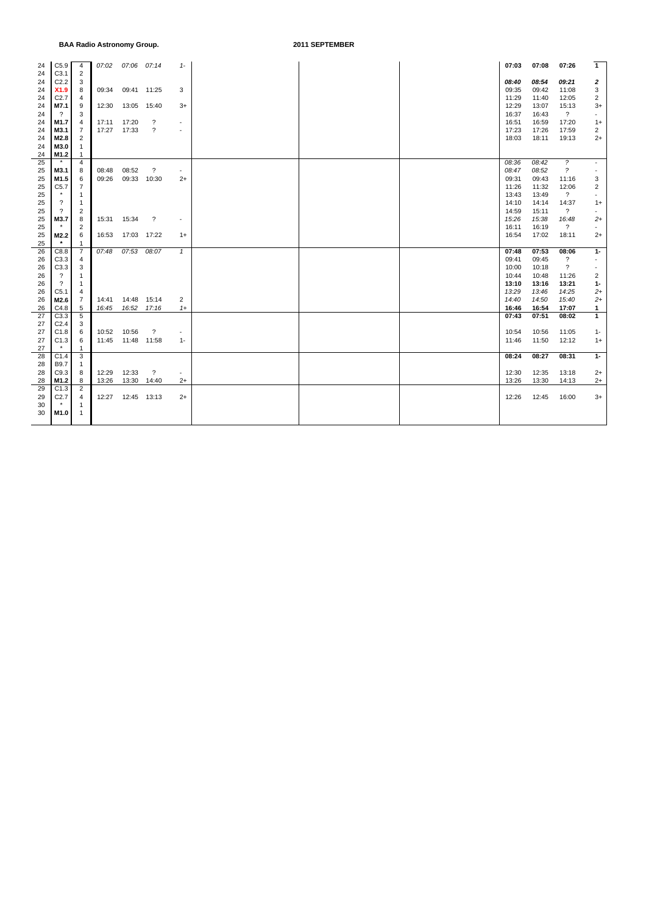**BAA Radio Astronomy Group.**

**2011 SEPTEMBER**

| Day | Class | Imp | Start | Max | End | Def | | | | Start | Max | End | Def |
|---|---|---|---|---|---|---|---|---|---|---|---|---|---|
| 24 | C5.9 | 4 | *07:02* | *07:06* | *07:14* | *1-* | | | | **07:03** | **07:08** | **07:26** | **1** |
| 24 | C3.1 | 2 | | | | | | | | | | | |
| 24 | C2.2 | 3 | | | | | | | | ***08:40*** | ***08:54*** | ***09:21*** | ***2*** |
| 24 | **X1.9** | 8 | 09:34 | 09:41 | 11:25 | 3 | | | | 09:35 | 09:42 | 11:08 | 3 |
| 24 | C2.7 | 4 | | | | | | | | 11:29 | 11:40 | 12:05 | 2 |
| 24 | **M7.1** | 9 | 12:30 | 13:05 | 15:40 | 3+ | | | | 12:29 | 13:07 | 15:13 | 3+ |
| 24 | ? | 3 | | | | | | | | 16:37 | 16:43 | ? | - |
| 24 | **M1.7** | 4 | 17:11 | 17:20 | ? | - | | | | 16:51 | 16:59 | 17:20 | 1+ |
| 24 | **M3.1** | 7 | 17:27 | 17:33 | ? | - | | | | 17:23 | 17:26 | 17:59 | 2 |
| 24 | **M2.8** | 2 | | | | | | | | 18:03 | 18:11 | 19:13 | 2+ |
| 24 | **M3.0** | 1 | | | | | | | | | | | |
| 24 | **M1.2** | 1 | | | | | | | | | | | |
| 25 | * | 4 | | | | | | | | *08:36* | *08:42* | *?* | - |
| 25 | **M3.1** | 8 | 08:48 | 08:52 | ? | - | | | | *08:47* | *08:52* | *?* | - |
| 25 | **M1.5** | 6 | 09:26 | 09:33 | 10:30 | 2+ | | | | 09:31 | 09:43 | 11:16 | 3 |
| 25 | C5.7 | 7 | | | | | | | | 11:26 | 11:32 | 12:06 | 2 |
| 25 | * | 1 | | | | | | | | 13:43 | 13:49 | ? | - |
| 25 | ? | 1 | | | | | | | | 14:10 | 14:14 | 14:37 | 1+ |
| 25 | ? | 2 | | | | | | | | 14:59 | 15:11 | ? | - |
| 25 | **M3.7** | 8 | 15:31 | 15:34 | ? | - | | | | *15:26* | *15:38* | *16:48* | *2+* |
| 25 | * | 2 | | | | | | | | 16:11 | 16:19 | ? | - |
| 25 | **M2.2** | 6 | 16:53 | 17:03 | 17:22 | 1+ | | | | 16:54 | 17:02 | 18:11 | 2+ |
| 25 | * | 1 | | | | | | | | | | | |
| 26 | C8.8 | 7 | *07:48* | *07:53* | *08:07* | *1* | | | | **07:48** | **07:53** | **08:06** | **1-** |
| 26 | C3.3 | 4 | | | | | | | | 09:41 | 09:45 | ? | - |
| 26 | C3.3 | 3 | | | | | | | | 10:00 | 10:18 | ? | - |
| 26 | ? | 1 | | | | | | | | 10:44 | 10:48 | 11:26 | 2 |
| 26 | ? | 1 | | | | | | | | **13:10** | **13:16** | **13:21** | **1-** |
| 26 | C5.1 | 4 | | | | | | | | *13:29* | *13:46* | *14:25* | *2+* |
| 26 | **M2.6** | 7 | 14:41 | 14:48 | 15:14 | 2 | | | | *14:40* | *14:50* | *15:40* | *2+* |
| 26 | C4.8 | 5 | *16:45* | *16:52* | *17:16* | *1+* | | | | **16:46** | **16:54** | **17:07** | **1** |
| 27 | C3.3 | 5 | | | | | | | | **07:43** | **07:51** | **08:02** | **1** |
| 27 | C2.4 | 3 | | | | | | | | | | | |
| 27 | C1.8 | 6 | 10:52 | 10:56 | ? | - | | | | 10:54 | 10:56 | 11:05 | 1- |
| 27 | C1.3 | 6 | 11:45 | 11:48 | 11:58 | 1- | | | | 11:46 | 11:50 | 12:12 | 1+ |
| 27 | * | 1 | | | | | | | | | | | |
| 28 | C1.4 | 3 | | | | | | | | **08:24** | **08:27** | **08:31** | **1-** |
| 28 | B9.7 | 1 | | | | | | | | | | | |
| 28 | C9.3 | 8 | 12:29 | 12:33 | ? | - | | | | 12:30 | 12:35 | 13:18 | 2+ |
| 28 | **M1.2** | 8 | 13:26 | 13:30 | 14:40 | 2+ | | | | 13:26 | 13:30 | 14:13 | 2+ |
| 29 | C1.3 | 2 | | | | | | | | | | | |
| 29 | C2.7 | 4 | 12:27 | 12:45 | 13:13 | 2+ | | | | 12:26 | 12:45 | 16:00 | 3+ |
| 30 | * | 1 | | | | | | | | | | | |
| 30 | **M1.0** | 1 | | | | | | | | | | | |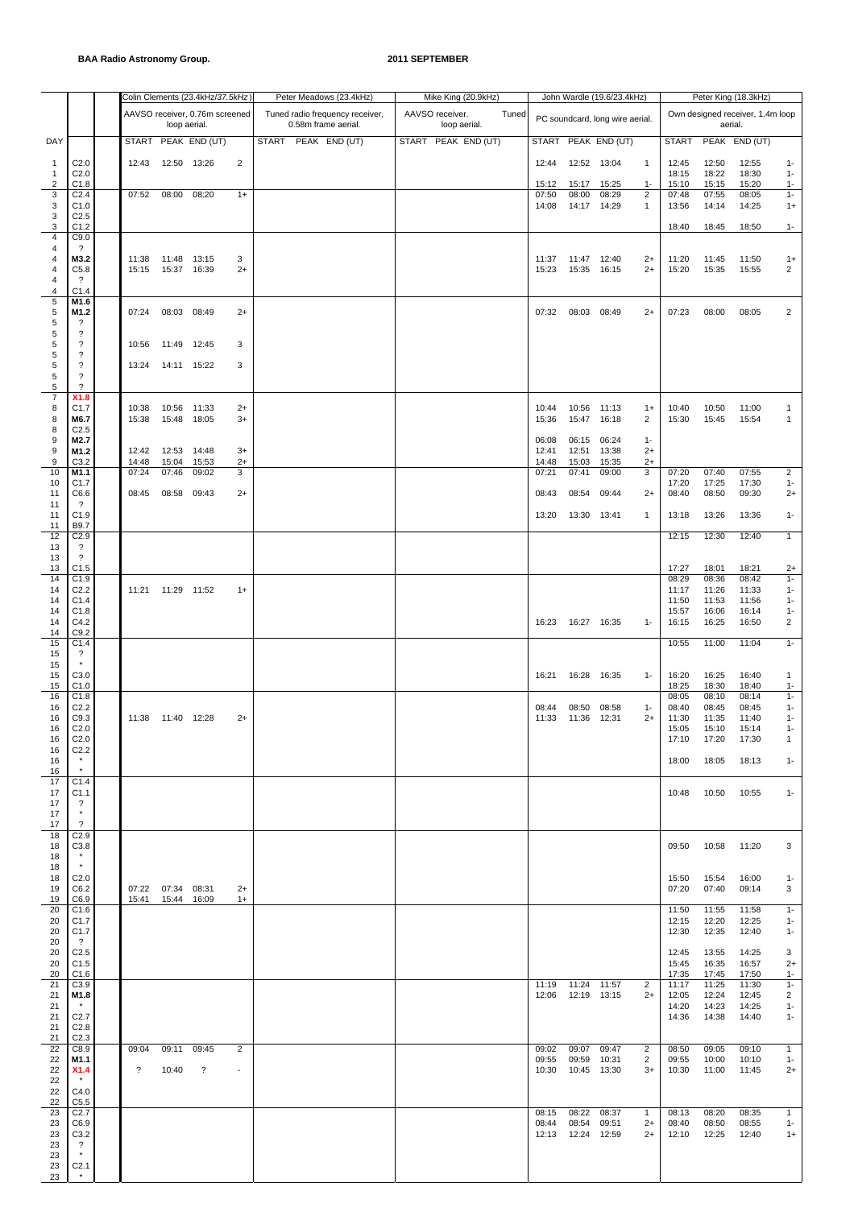**BAA Radio Astronomy Group.** **2011 SEPTEMBER**

| DAY | | Colin Clements (23.4kHz/*37.5kHz*) | | | | Peter Meadows (23.4kHz) | | | Mike King (20.9kHz) | | | John Wardle (19.6/23.4kHz) | | | | Peter King (18.3kHz) | | | |
|---|---|---|---|---|---|---|---|---|---|---|---|---|---|---|---|---|---|---|---|
| | | AAVSO receiver, 0.76m screened loop aerial. | | | | Tuned radio frequency receiver, 0.58m frame aerial. | | | AAVSO receiver. Tuned loop aerial. | | | PC soundcard, long wire aerial. | | | | Own designed receiver, 1.4m loop aerial. | | | |
| | | START | PEAK | END (UT) | | START | PEAK | END (UT) | START | PEAK | END (UT) | START | PEAK | END (UT) | | START | PEAK | END (UT) | |
| 1 | C2.0 | 12:43 | 12:50 | 13:26 | 2 | | | | | | | 12:44 | 12:52 | 13:04 | 1 | 12:45 | 12:50 | 12:55 | 1- |
| 1 | C2.0 | | | | | | | | | | | | | | | 18:15 | 18:22 | 18:30 | 1- |
| 2 | C1.8 | | | | | | | | | | | 15:12 | 15:17 | 15:25 | 1- | 15:10 | 15:15 | 15:20 | 1- |
| 3 | C2.4 | 07:52 | 08:00 | 08:20 | 1+ | | | | | | | 07:50 | 08:00 | 08:29 | 2 | 07:48 | 07:55 | 08:05 | 1- |
| 3 | C1.0 | | | | | | | | | | | 14:08 | 14:17 | 14:29 | 1 | 13:56 | 14:14 | 14:25 | 1+ |
| 3 | C2.5 | | | | | | | | | | | | | | | | | | |
| 3 | C1.2 | | | | | | | | | | | | | | | 18:40 | 18:45 | 18:50 | 1- |
| 4 | C9.0 | | | | | | | | | | | | | | | | | | |
| 4 | ? | | | | | | | | | | | | | | | | | | |
| 4 | **M3.2** | 11:38 | 11:48 | 13:15 | 3 | | | | | | | 11:37 | 11:47 | 12:40 | 2+ | 11:20 | 11:45 | 11:50 | 1+ |
| 4 | C5.8 | 15:15 | 15:37 | 16:39 | 2+ | | | | | | | 15:23 | 15:35 | 16:15 | 2+ | 15:20 | 15:35 | 15:55 | 2 |
| 4 | ? | | | | | | | | | | | | | | | | | | |
| 4 | C1.4 | | | | | | | | | | | | | | | | | | |
| 5 | **M1.6** | | | | | | | | | | | | | | | | | | |
| 5 | **M1.2** | 07:24 | 08:03 | 08:49 | 2+ | | | | | | | 07:32 | 08:03 | 08:49 | 2+ | 07:23 | 08:00 | 08:05 | 2 |
| 5 | ? | | | | | | | | | | | | | | | | | | |
| 5 | ? | | | | | | | | | | | | | | | | | | |
| 5 | ? | 10:56 | 11:49 | 12:45 | 3 | | | | | | | | | | | | | | |
| 5 | ? | | | | | | | | | | | | | | | | | | |
| 5 | ? | 13:24 | 14:11 | 15:22 | 3 | | | | | | | | | | | | | | |
| 5 | ? | | | | | | | | | | | | | | | | | | |
| 5 | ? | | | | | | | | | | | | | | | | | | |
| 7 | **X1.8** | | | | | | | | | | | | | | | | | | |
| 8 | C1.7 | 10:38 | 10:56 | 11:33 | 2+ | | | | | | | 10:44 | 10:56 | 11:13 | 1+ | 10:40 | 10:50 | 11:00 | 1 |
| 8 | **M6.7** | 15:38 | 15:48 | 18:05 | 3+ | | | | | | | 15:36 | 15:47 | 16:18 | 2 | 15:30 | 15:45 | 15:54 | 1 |
| 8 | C2.5 | | | | | | | | | | | | | | | | | | |
| 9 | **M2.7** | | | | | | | | | | | 06:08 | 06:15 | 06:24 | 1- | | | | |
| 9 | **M1.2** | 12:42 | 12:53 | 14:48 | 3+ | | | | | | | 12:41 | 12:51 | 13:38 | 2+ | | | | |
| 9 | C3.2 | 14:48 | 15:04 | 15:53 | 2+ | | | | | | | 14:48 | 15:03 | 15:35 | 2+ | | | | |
| 10 | **M1.1** | 07:24 | 07:46 | 09:02 | 3 | | | | | | | 07:21 | 07:41 | 09:00 | 3 | 07:20 | 07:40 | 07:55 | 2 |
| 10 | C1.7 | | | | | | | | | | | | | | | 17:20 | 17:25 | 17:30 | 1- |
| 11 | C6.6 | 08:45 | 08:58 | 09:43 | 2+ | | | | | | | 08:43 | 08:54 | 09:44 | 2+ | 08:40 | 08:50 | 09:30 | 2+ |
| 11 | ? | | | | | | | | | | | | | | | | | | |
| 11 | C1.9 | | | | | | | | | | | 13:20 | 13:30 | 13:41 | 1 | 13:18 | 13:26 | 13:36 | 1- |
| 11 | B9.7 | | | | | | | | | | | | | | | | | | |
| 12 | C2.9 | | | | | | | | | | | | | | | 12:15 | 12:30 | 12:40 | 1 |
| 13 | ? | | | | | | | | | | | | | | | | | | |
| 13 | ? | | | | | | | | | | | | | | | | | | |
| 13 | C1.5 | | | | | | | | | | | | | | | 17:27 | 18:01 | 18:21 | 2+ |
| 14 | C1.9 | | | | | | | | | | | | | | | 08:29 | 08:36 | 08:42 | 1- |
| 14 | C2.2 | 11:21 | 11:29 | 11:52 | 1+ | | | | | | | | | | | 11:17 | 11:26 | 11:33 | 1- |
| 14 | C1.4 | | | | | | | | | | | | | | | 11:50 | 11:53 | 11:56 | 1- |
| 14 | C1.8 | | | | | | | | | | | | | | | 15:57 | 16:06 | 16:14 | 1- |
| 14 | C4.2 | | | | | | | | | | | 16:23 | 16:27 | 16:35 | 1- | 16:15 | 16:25 | 16:50 | 2 |
| 14 | C9.2 | | | | | | | | | | | | | | | | | | |
| 15 | C1.4 | | | | | | | | | | | | | | | 10:55 | 11:00 | 11:04 | 1- |
| 15 | ? | | | | | | | | | | | | | | | | | | |
| 15 | * | | | | | | | | | | | | | | | | | | |
| 15 | C3.0 | | | | | | | | | | | 16:21 | 16:28 | 16:35 | 1- | 16:20 | 16:25 | 16:40 | 1 |
| 15 | C1.0 | | | | | | | | | | | | | | | 18:25 | 18:30 | 18:40 | 1- |
| 16 | C1.8 | | | | | | | | | | | | | | | 08:05 | 08:10 | 08:14 | 1- |
| 16 | C2.2 | | | | | | | | | | | 08:44 | 08:50 | 08:58 | 1- | 08:40 | 08:45 | 08:45 | 1- |
| 16 | C9.3 | 11:38 | 11:40 | 12:28 | 2+ | | | | | | | 11:33 | 11:36 | 12:31 | 2+ | 11:30 | 11:35 | 11:40 | 1- |
| 16 | C2.0 | | | | | | | | | | | | | | | 15:05 | 15:10 | 15:14 | 1- |
| 16 | C2.0 | | | | | | | | | | | | | | | 17:10 | 17:20 | 17:30 | 1 |
| 16 | C2.2 | | | | | | | | | | | | | | | | | | |
| 16 | * | | | | | | | | | | | | | | | 18:00 | 18:05 | 18:13 | 1- |
| 16 | * | | | | | | | | | | | | | | | | | | |
| 17 | C1.4 | | | | | | | | | | | | | | | | | | |
| 17 | C1.1 | | | | | | | | | | | | | | | 10:48 | 10:50 | 10:55 | 1- |
| 17 | ? | | | | | | | | | | | | | | | | | | |
| 17 | * | | | | | | | | | | | | | | | | | | |
| 17 | ? | | | | | | | | | | | | | | | | | | |
| 18 | C2.9 | | | | | | | | | | | | | | | | | | |
| 18 | C3.8 | | | | | | | | | | | | | | | 09:50 | 10:58 | 11:20 | 3 |
| 18 | * | | | | | | | | | | | | | | | | | | |
| 18 | * | | | | | | | | | | | | | | | | | | |
| 18 | C2.0 | | | | | | | | | | | | | | | 15:50 | 15:54 | 16:00 | 1- |
| 19 | C6.2 | 07:22 | 07:34 | 08:31 | 2+ | | | | | | | | | | | 07:20 | 07:40 | 09:14 | 3 |
| 19 | C6.9 | 15:41 | 15:44 | 16:09 | 1+ | | | | | | | | | | | | | | |
| 20 | C1.6 | | | | | | | | | | | | | | | 11:50 | 11:55 | 11:58 | 1- |
| 20 | C1.7 | | | | | | | | | | | | | | | 12:15 | 12:20 | 12:25 | 1- |
| 20 | C1.7 | | | | | | | | | | | | | | | 12:30 | 12:35 | 12:40 | 1- |
| 20 | ? | | | | | | | | | | | | | | | | | | |
| 20 | C2.5 | | | | | | | | | | | | | | | 12:45 | 13:55 | 14:25 | 3 |
| 20 | C1.5 | | | | | | | | | | | | | | | 15:45 | 16:35 | 16:57 | 2+ |
| 20 | C1.6 | | | | | | | | | | | | | | | 17:35 | 17:45 | 17:50 | 1- |
| 21 | C3.9 | | | | | | | | | | | 11:19 | 11:24 | 11:57 | 2 | 11:17 | 11:25 | 11:30 | 1- |
| 21 | **M1.8** | | | | | | | | | | | 12:06 | 12:19 | 13:15 | 2+ | 12:05 | 12:24 | 12:45 | 2 |
| 21 | * | | | | | | | | | | | | | | | 14:20 | 14:23 | 14:25 | 1- |
| 21 | C2.7 | | | | | | | | | | | | | | | 14:36 | 14:38 | 14:40 | 1- |
| 21 | C2.8 | | | | | | | | | | | | | | | | | | |
| 21 | C2.3 | | | | | | | | | | | | | | | | | | |
| 22 | C8.9 | 09:04 | 09:11 | 09:45 | 2 | | | | | | | 09:02 | 09:07 | 09:47 | 2 | 08:50 | 09:05 | 09:10 | 1 |
| 22 | **M1.1** | | | | | | | | | | | 09:55 | 09:59 | 10:31 | 2 | 09:55 | 10:00 | 10:10 | 1- |
| 22 | **X1.4** | ? | 10:40 | ? | - | | | | | | | 10:30 | 10:45 | 13:30 | 3+ | 10:30 | 11:00 | 11:45 | 2+ |
| 22 | * | | | | | | | | | | | | | | | | | | |
| 22 | C4.0 | | | | | | | | | | | | | | | | | | |
| 22 | C5.5 | | | | | | | | | | | | | | | | | | |
| 23 | C2.7 | | | | | | | | | | | 08:15 | 08:22 | 08:37 | 1 | 08:13 | 08:20 | 08:35 | 1 |
| 23 | C6.9 | | | | | | | | | | | 08:44 | 08:54 | 09:51 | 2+ | 08:40 | 08:50 | 08:55 | 1- |
| 23 | C3.2 | | | | | | | | | | | 12:13 | 12:24 | 12:59 | 2+ | 12:10 | 12:25 | 12:40 | 1+ |
| 23 | ? | | | | | | | | | | | | | | | | | | |
| 23 | * | | | | | | | | | | | | | | | | | | |
| 23 | C2.1 | | | | | | | | | | | | | | | | | | |
| 23 | * | | | | | | | | | | | | | | | | | | |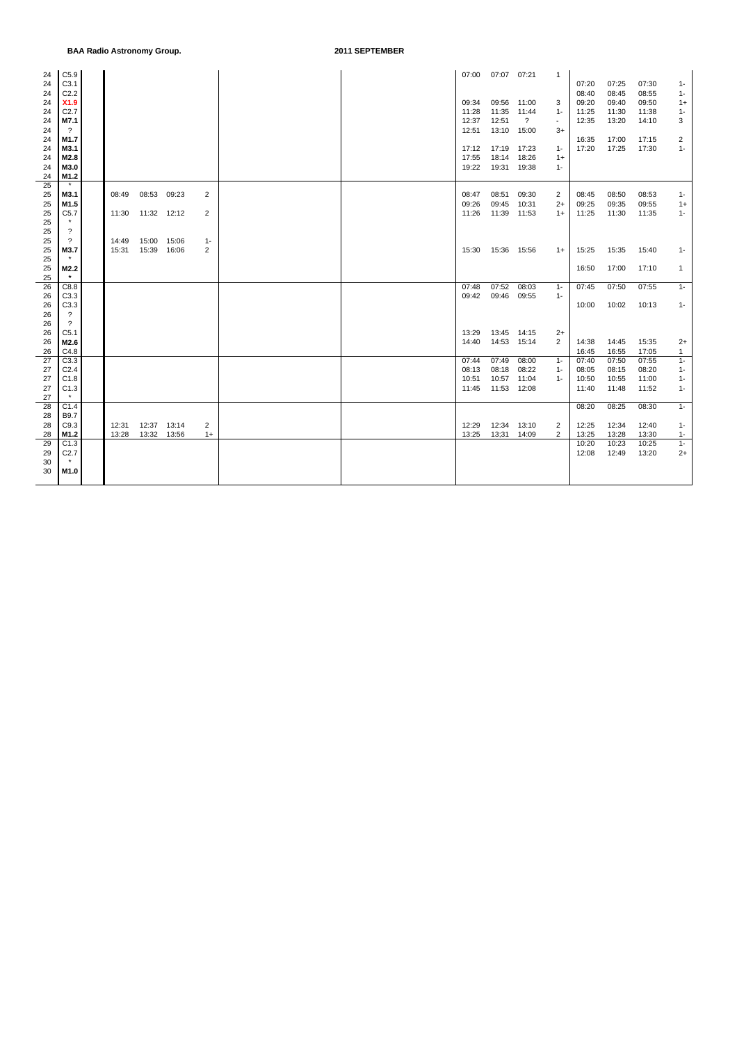| Day | Class | | | | | | | | | | | | | | | | | | | | | |
|---|---|---|---|---|---|---|---|---|---|---|---|---|---|---|---|---|---|---|---|---|---|---|
| 24 | C5.9 | | | | | | | | | | | | | | 07:00 | 07:07 | 07:21 | 1 | | | | |
| 24 | C3.1 | | | | | | | | | | | | | | | | | | 07:20 | 07:25 | 07:30 | 1- |
| 24 | C2.2 | | | | | | | | | | | | | | | | | | 08:40 | 08:45 | 08:55 | 1- |
| 24 | **X1.9** | | | | | | | | | | | | | | 09:34 | 09:56 | 11:00 | 3 | 09:20 | 09:40 | 09:50 | 1+ |
| 24 | C2.7 | | | | | | | | | | | | | | 11:28 | 11:35 | 11:44 | 1- | 11:25 | 11:30 | 11:38 | 1- |
| 24 | **M7.1** | | | | | | | | | | | | | | 12:37 | 12:51 | ? | - | 12:35 | 13:20 | 14:10 | 3 |
| 24 | ? | | | | | | | | | | | | | | 12:51 | 13:10 | 15:00 | 3+ | | | | |
| 24 | **M1.7** | | | | | | | | | | | | | | | | | | 16:35 | 17:00 | 17:15 | 2 |
| 24 | **M3.1** | | | | | | | | | | | | | | 17:12 | 17:19 | 17:23 | 1- | 17:20 | 17:25 | 17:30 | 1- |
| 24 | **M2.8** | | | | | | | | | | | | | | 17:55 | 18:14 | 18:26 | 1+ | | | | |
| 24 | **M3.0** | | | | | | | | | | | | | | 19:22 | 19:31 | 19:38 | 1- | | | | |
| 24 | **M1.2** | | | | | | | | | | | | | | | | | | | | | |
| 25 | * | | | | | | | | | | | | | | | | | | | | | |
| 25 | **M3.1** | | 08:49 | 08:53 | 09:23 | 2 | | | | | | | | | 08:47 | 08:51 | 09:30 | 2 | 08:45 | 08:50 | 08:53 | 1- |
| 25 | **M1.5** | | | | | | | | | | | | | | 09:26 | 09:45 | 10:31 | 2+ | 09:25 | 09:35 | 09:55 | 1+ |
| 25 | C5.7 | | 11:30 | 11:32 | 12:12 | 2 | | | | | | | | | 11:26 | 11:39 | 11:53 | 1+ | 11:25 | 11:30 | 11:35 | 1- |
| 25 | * | | | | | | | | | | | | | | | | | | | | | |
| 25 | ? | | | | | | | | | | | | | | | | | | | | | |
| 25 | ? | | 14:49 | 15:00 | 15:06 | 1- | | | | | | | | | | | | | | | | |
| 25 | **M3.7** | | 15:31 | 15:39 | 16:06 | 2 | | | | | | | | | 15:30 | 15:36 | 15:56 | 1+ | 15:25 | 15:35 | 15:40 | 1- |
| 25 | * | | | | | | | | | | | | | | | | | | | | | |
| 25 | **M2.2** | | | | | | | | | | | | | | | | | | 16:50 | 17:00 | 17:10 | 1 |
| 25 | * | | | | | | | | | | | | | | | | | | | | | |
| 26 | C8.8 | | | | | | | | | | | | | | 07:48 | 07:52 | 08:03 | 1- | 07:45 | 07:50 | 07:55 | 1- |
| 26 | C3.3 | | | | | | | | | | | | | | 09:42 | 09:46 | 09:55 | 1- | | | | |
| 26 | C3.3 | | | | | | | | | | | | | | | | | | 10:00 | 10:02 | 10:13 | 1- |
| 26 | ? | | | | | | | | | | | | | | | | | | | | | |
| 26 | ? | | | | | | | | | | | | | | | | | | | | | |
| 26 | C5.1 | | | | | | | | | | | | | | 13:29 | 13:45 | 14:15 | 2+ | | | | |
| 26 | **M2.6** | | | | | | | | | | | | | | 14:40 | 14:53 | 15:14 | 2 | 14:38 | 14:45 | 15:35 | 2+ |
| 26 | C4.8 | | | | | | | | | | | | | | | | | | 16:45 | 16:55 | 17:05 | 1 |
| 27 | C3.3 | | | | | | | | | | | | | | 07:44 | 07:49 | 08:00 | 1- | 07:40 | 07:50 | 07:55 | 1- |
| 27 | C2.4 | | | | | | | | | | | | | | 08:13 | 08:18 | 08:22 | 1- | 08:05 | 08:15 | 08:20 | 1- |
| 27 | C1.8 | | | | | | | | | | | | | | 10:51 | 10:57 | 11:04 | 1- | 10:50 | 10:55 | 11:00 | 1- |
| 27 | C1.3 | | | | | | | | | | | | | | 11:45 | 11:53 | 12:08 | | 11:40 | 11:48 | 11:52 | 1- |
| 27 | * | | | | | | | | | | | | | | | | | | | | | |
| 28 | C1.4 | | | | | | | | | | | | | | | | | | 08:20 | 08:25 | 08:30 | 1- |
| 28 | B9.7 | | | | | | | | | | | | | | | | | | | | | |
| 28 | C9.3 | | 12:31 | 12:37 | 13:14 | 2 | | | | | | | | | 12:29 | 12:34 | 13:10 | 2 | 12:25 | 12:34 | 12:40 | 1- |
| 28 | **M1.2** | | 13:28 | 13:32 | 13:56 | 1+ | | | | | | | | | 13:25 | 13;31 | 14:09 | 2 | 13:25 | 13:28 | 13:30 | 1- |
| 29 | C1.3 | | | | | | | | | | | | | | | | | | 10:20 | 10:23 | 10:25 | 1- |
| 29 | C2.7 | | | | | | | | | | | | | | | | | | 12:08 | 12:49 | 13:20 | 2+ |
| 30 | * | | | | | | | | | | | | | | | | | | | | | |
| 30 | **M1.0** | | | | | | | | | | | | | | | | | | | | | |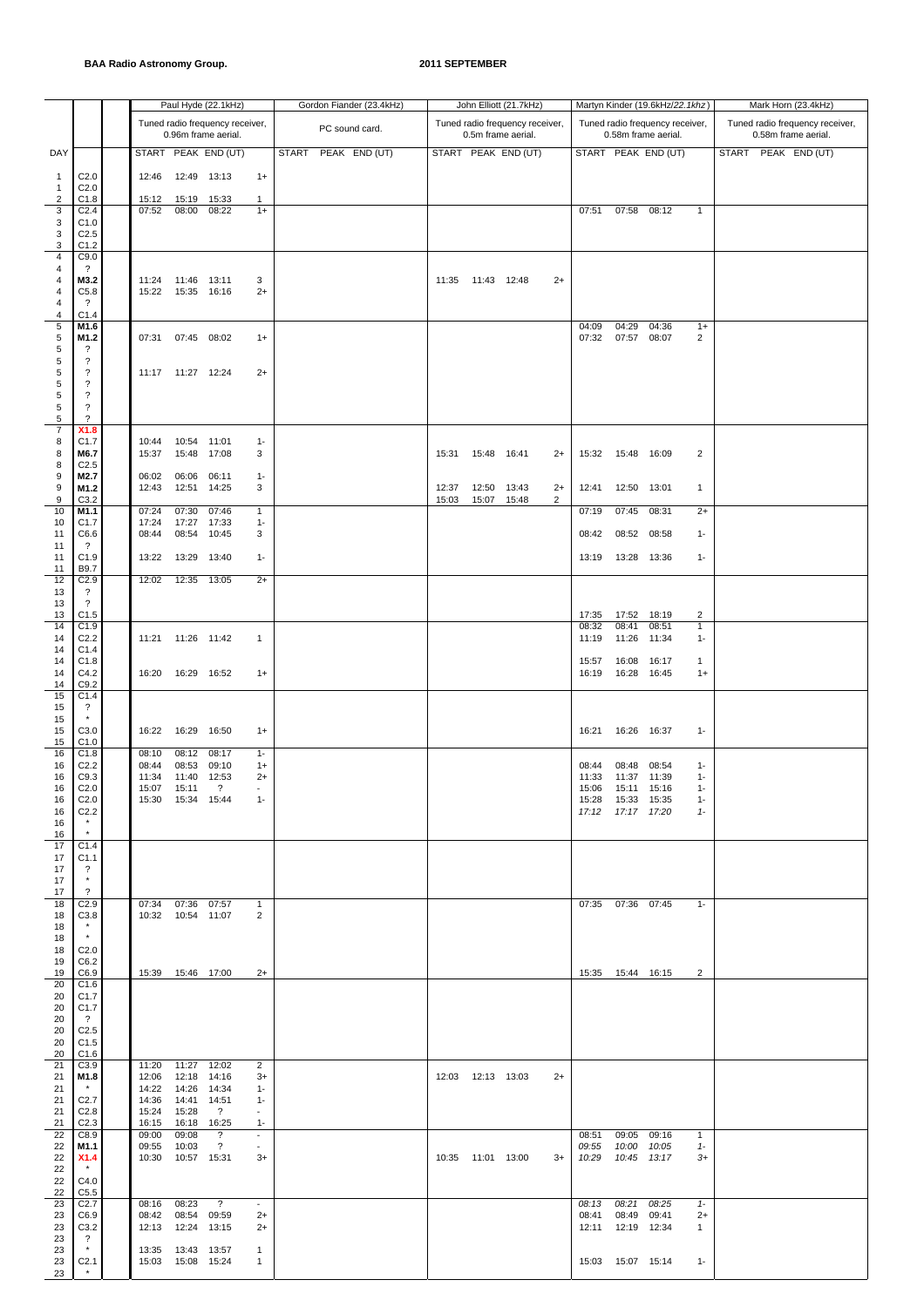**BAA Radio Astronomy Group.**

**2011 SEPTEMBER**

| | | | Paul Hyde (22.1kHz) | | | | Gordon Fiander (23.4kHz) | | | | John Elliott (21.7kHz) | | | | Martyn Kinder (19.6kHz/*22.1khz*) | | | | Mark Horn (23.4kHz) | | | |
|---|---|---|---|---|---|---|---|---|---|---|---|---|---|---|---|---|---|---|---|---|---|---|
| | | | Tuned radio frequency receiver, 0.96m frame aerial. | | | | PC sound card. | | | | Tuned radio frequency receiver, 0.5m frame aerial. | | | | Tuned radio frequency receiver, 0.58m frame aerial. | | | | Tuned radio frequency receiver, 0.58m frame aerial. | | | |
| DAY | | | START | PEAK | END (UT) | | START | PEAK | END (UT) | | START | PEAK | END (UT) | | START | PEAK | END (UT) | | START | PEAK | END (UT) | |
| 1 | C2.0 | | 12:46 | 12:49 | 13:13 | 1+ | | | | | | | | | | | | | | | | |
| 1 | C2.0 | | | | | | | | | | | | | | | | | | | | | |
| 2 | C1.8 | | 15:12 | 15:19 | 15:33 | 1 | | | | | | | | | | | | | | | | |
| 3 | C2.4 | | 07:52 | 08:00 | 08:22 | 1+ | | | | | | | | | 07:51 | 07:58 | 08:12 | 1 | | | | |
| 3 | C1.0 | | | | | | | | | | | | | | | | | | | | | |
| 3 | C2.5 | | | | | | | | | | | | | | | | | | | | | |
| 3 | C1.2 | | | | | | | | | | | | | | | | | | | | | |
| 4 | C9.0 | | | | | | | | | | | | | | | | | | | | | |
| 4 | ? | | | | | | | | | | | | | | | | | | | | | |
| 4 | **M3.2** | | 11:24 | 11:46 | 13:11 | 3 | | | | | 11:35 | 11:43 | 12:48 | 2+ | | | | | | | | |
| 4 | C5.8 | | 15:22 | 15:35 | 16:16 | 2+ | | | | | | | | | | | | | | | | |
| 4 | ? | | | | | | | | | | | | | | | | | | | | | |
| 4 | C1.4 | | | | | | | | | | | | | | | | | | | | | |
| 5 | **M1.6** | | | | | | | | | | | | | | 04:09 | 04:29 | 04:36 | 1+ | | | | |
| 5 | **M1.2** | | 07:31 | 07:45 | 08:02 | 1+ | | | | | | | | | 07:32 | 07:57 | 08:07 | 2 | | | | |
| 5 | ? | | | | | | | | | | | | | | | | | | | | | |
| 5 | ? | | | | | | | | | | | | | | | | | | | | | |
| 5 | ? | | 11:17 | 11:27 | 12:24 | 2+ | | | | | | | | | | | | | | | | |
| 5 | ? | | | | | | | | | | | | | | | | | | | | | |
| 5 | ? | | | | | | | | | | | | | | | | | | | | | |
| 5 | ? | | | | | | | | | | | | | | | | | | | | | |
| 5 | ? | | | | | | | | | | | | | | | | | | | | | |
| 7 | **X1.8** | | | | | | | | | | | | | | | | | | | | | |
| 8 | C1.7 | | 10:44 | 10:54 | 11:01 | 1- | | | | | | | | | | | | | | | | |
| 8 | **M6.7** | | 15:37 | 15:48 | 17:08 | 3 | | | | | 15:31 | 15:48 | 16:41 | 2+ | 15:32 | 15:48 | 16:09 | 2 | | | | |
| 8 | C2.5 | | | | | | | | | | | | | | | | | | | | | |
| 9 | **M2.7** | | 06:02 | 06:06 | 06:11 | 1- | | | | | | | | | | | | | | | | |
| 9 | **M1.2** | | 12:43 | 12:51 | 14:25 | 3 | | | | | 12:37 | 12:50 | 13:43 | 2+ | 12:41 | 12:50 | 13:01 | 1 | | | | |
| 9 | C3.2 | | | | | | | | | | 15:03 | 15:07 | 15:48 | 2 | | | | | | | | |
| 10 | **M1.1** | | 07:24 | 07:30 | 07:46 | 1 | | | | | | | | | 07:19 | 07:45 | 08:31 | 2+ | | | | |
| 10 | C1.7 | | 17:24 | 17:27 | 17:33 | 1- | | | | | | | | | | | | | | | | |
| 11 | C6.6 | | 08:44 | 08:54 | 10:45 | 3 | | | | | | | | | 08:42 | 08:52 | 08:58 | 1- | | | | |
| 11 | ? | | | | | | | | | | | | | | | | | | | | | |
| 11 | C1.9 | | 13:22 | 13:29 | 13:40 | 1- | | | | | | | | | 13:19 | 13:28 | 13:36 | 1- | | | | |
| 11 | B9.7 | | | | | | | | | | | | | | | | | | | | | |
| 12 | C2.9 | | 12:02 | 12:35 | 13:05 | 2+ | | | | | | | | | | | | | | | | |
| 13 | ? | | | | | | | | | | | | | | | | | | | | | |
| 13 | ? | | | | | | | | | | | | | | | | | | | | | |
| 13 | C1.5 | | | | | | | | | | | | | | 17:35 | 17:52 | 18:19 | 2 | | | | |
| 14 | C1.9 | | | | | | | | | | | | | | 08:32 | 08:41 | 08:51 | 1 | | | | |
| 14 | C2.2 | | 11:21 | 11:26 | 11:42 | 1 | | | | | | | | | 11:19 | 11:26 | 11:34 | 1- | | | | |
| 14 | C1.4 | | | | | | | | | | | | | | | | | | | | | |
| 14 | C1.8 | | | | | | | | | | | | | | 15:57 | 16:08 | 16:17 | 1 | | | | |
| 14 | C4.2 | | 16:20 | 16:29 | 16:52 | 1+ | | | | | | | | | 16:19 | 16:28 | 16:45 | 1+ | | | | |
| 14 | C9.2 | | | | | | | | | | | | | | | | | | | | | |
| 15 | C1.4 | | | | | | | | | | | | | | | | | | | | | |
| 15 | ? | | | | | | | | | | | | | | | | | | | | | |
| 15 | * | | | | | | | | | | | | | | | | | | | | | |
| 15 | C3.0 | | 16:22 | 16:29 | 16:50 | 1+ | | | | | | | | | 16:21 | 16:26 | 16:37 | 1- | | | | |
| 15 | C1.0 | | | | | | | | | | | | | | | | | | | | | |
| 16 | C1.8 | | 08:10 | 08:12 | 08:17 | 1- | | | | | | | | | | | | | | | | |
| 16 | C2.2 | | 08:44 | 08:53 | 09:10 | 1+ | | | | | | | | | 08:44 | 08:48 | 08:54 | 1- | | | | |
| 16 | C9.3 | | 11:34 | 11:40 | 12:53 | 2+ | | | | | | | | | 11:33 | 11:37 | 11:39 | 1- | | | | |
| 16 | C2.0 | | 15:07 | 15:11 | ? | - | | | | | | | | | 15:06 | 15:11 | 15:16 | 1- | | | | |
| 16 | C2.0 | | 15:30 | 15:34 | 15:44 | 1- | | | | | | | | | 15:28 | 15:33 | 15:35 | 1- | | | | |
| 16 | C2.2 | | | | | | | | | | | | | | *17:12* | *17:17* | *17:20* | *1-* | | | | |
| 16 | * | | | | | | | | | | | | | | | | | | | | | |
| 16 | * | | | | | | | | | | | | | | | | | | | | | |
| 17 | C1.4 | | | | | | | | | | | | | | | | | | | | | |
| 17 | C1.1 | | | | | | | | | | | | | | | | | | | | | |
| 17 | ? | | | | | | | | | | | | | | | | | | | | | |
| 17 | * | | | | | | | | | | | | | | | | | | | | | |
| 17 | ? | | | | | | | | | | | | | | | | | | | | | |
| 18 | C2.9 | | 07:34 | 07:36 | 07:57 | 1 | | | | | | | | | 07:35 | 07:36 | 07:45 | 1- | | | | |
| 18 | C3.8 | | 10:32 | 10:54 | 11:07 | 2 | | | | | | | | | | | | | | | | |
| 18 | * | | | | | | | | | | | | | | | | | | | | | |
| 18 | * | | | | | | | | | | | | | | | | | | | | | |
| 18 | C2.0 | | | | | | | | | | | | | | | | | | | | | |
| 19 | C6.2 | | | | | | | | | | | | | | | | | | | | | |
| 19 | C6.9 | | 15:39 | 15:46 | 17:00 | 2+ | | | | | | | | | 15:35 | 15:44 | 16:15 | 2 | | | | |
| 20 | C1.6 | | | | | | | | | | | | | | | | | | | | | |
| 20 | C1.7 | | | | | | | | | | | | | | | | | | | | | |
| 20 | C1.7 | | | | | | | | | | | | | | | | | | | | | |
| 20 | ? | | | | | | | | | | | | | | | | | | | | | |
| 20 | C2.5 | | | | | | | | | | | | | | | | | | | | | |
| 20 | C1.5 | | | | | | | | | | | | | | | | | | | | | |
| 20 | C1.6 | | | | | | | | | | | | | | | | | | | | | |
| 21 | C3.9 | | 11:20 | 11:27 | 12:02 | 2 | | | | | | | | | | | | | | | | |
| 21 | **M1.8** | | 12:06 | 12:18 | 14:16 | 3+ | | | | | 12:03 | 12:13 | 13:03 | 2+ | | | | | | | | |
| 21 | * | | 14:22 | 14:26 | 14:34 | 1- | | | | | | | | | | | | | | | | |
| 21 | C2.7 | | 14:36 | 14:41 | 14:51 | 1- | | | | | | | | | | | | | | | | |
| 21 | C2.8 | | 15:24 | 15:28 | ? | - | | | | | | | | | | | | | | | | |
| 21 | C2.3 | | 16:15 | 16:18 | 16:25 | 1- | | | | | | | | | | | | | | | | |
| 22 | C8.9 | | 09:00 | 09:08 | ? | - | | | | | | | | | 08:51 | 09:05 | 09:16 | 1 | | | | |
| 22 | **M1.1** | | 09:55 | 10:03 | ? | - | | | | | | | | | *09:55* | *10:00* | *10:05* | *1-* | | | | |
| 22 | **X1.4** | | 10:30 | 10:57 | 15:31 | 3+ | | | | | 10:35 | 11:01 | 13:00 | 3+ | *10:29* | *10:45* | *13:17* | *3+* | | | | |
| 22 | * | | | | | | | | | | | | | | | | | | | | | |
| 22 | C4.0 | | | | | | | | | | | | | | | | | | | | | |
| 22 | C5.5 | | | | | | | | | | | | | | | | | | | | | |
| 23 | C2.7 | | 08:16 | 08:23 | ? | - | | | | | | | | | *08:13* | *08:21* | *08:25* | *1-* | | | | |
| 23 | C6.9 | | 08:42 | 08:54 | 09:59 | 2+ | | | | | | | | | 08:41 | 08:49 | 09:41 | 2+ | | | | |
| 23 | C3.2 | | 12:13 | 12:24 | 13:15 | 2+ | | | | | | | | | 12:11 | 12:19 | 12:34 | 1 | | | | |
| 23 | ? | | | | | | | | | | | | | | | | | | | | | |
| 23 | * | | 13:35 | 13:43 | 13:57 | 1 | | | | | | | | | | | | | | | | |
| 23 | C2.1 | | 15:03 | 15:08 | 15:24 | 1 | | | | | | | | | 15:03 | 15:07 | 15:14 | 1- | | | | |
| 23 | * | | | | | | | | | | | | | | | | | | | | | |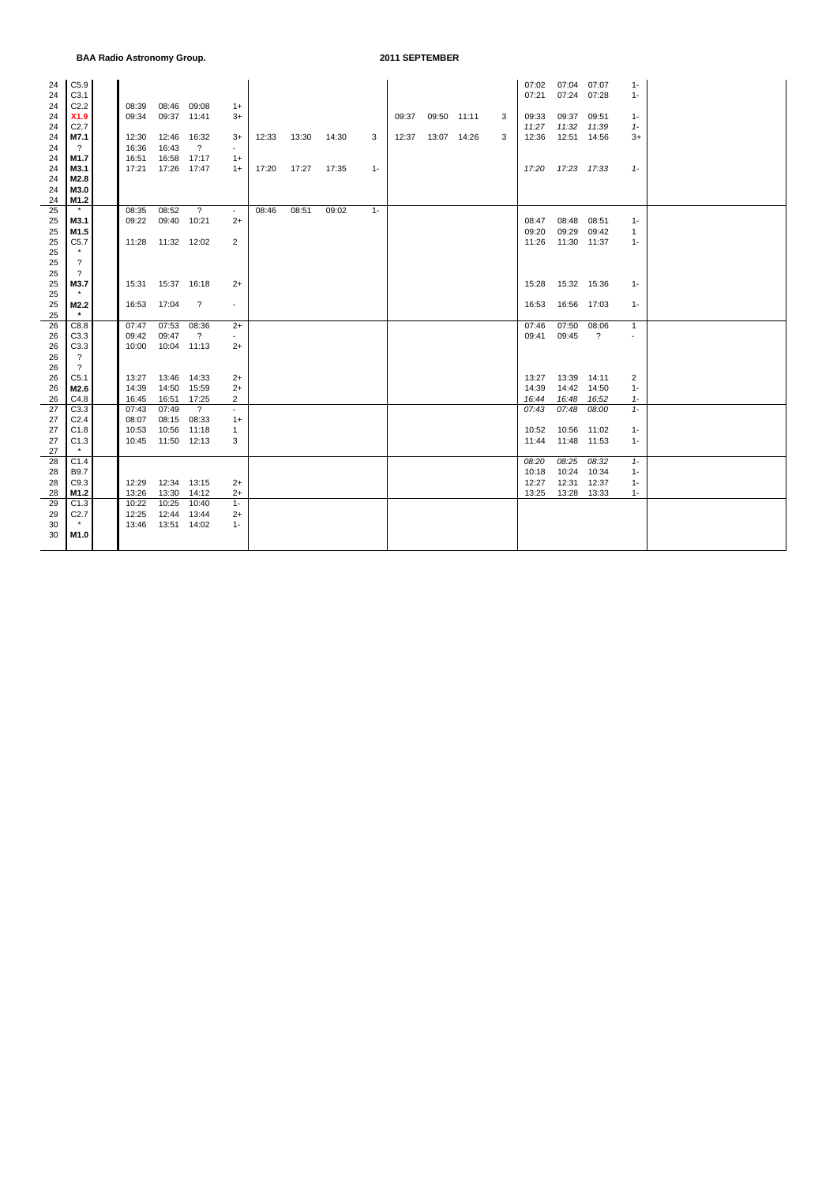BAA Radio Astronomy Group. 2011 SEPTEMBER

| | | | | | | | | | | | | | | | | | | | | | | |
|---|---|---|---|---|---|---|---|---|---|---|---|---|---|---|---|---|---|---|---|---|---|---|
| 24 | C5.9 | | | | | | | | | | | | | | | | 07:02 | 07:04 | 07:07 | 1- | | |
| 24 | C3.1 | | | | | | | | | | | | | | | | 07:21 | 07:24 | 07:28 | 1- | | |
| 24 | C2.2 | | 08:39 | 08:46 | 09:08 | 1+ | | | | | | | | | | | | | | | | |
| 24 | **X1.9** | | 09:34 | 09:37 | 11:41 | 3+ | | | | | 09:37 | 09:50 | 11:11 | 3 | | | 09:33 | 09:37 | 09:51 | 1- | | |
| 24 | C2.7 | | | | | | | | | | | | | | | | *11:27* | *11:32* | *11:39* | *1-* | | |
| 24 | **M7.1** | | 12:30 | 12:46 | 16:32 | 3+ | 12:33 | 13:30 | 14:30 | 3 | 12:37 | 13:07 | 14:26 | 3 | | | 12:36 | 12:51 | 14:56 | 3+ | | |
| 24 | ? | | 16:36 | 16:43 | ? | - | | | | | | | | | | | | | | | | |
| 24 | **M1.7** | | 16:51 | 16:58 | 17:17 | 1+ | | | | | | | | | | | | | | | | |
| 24 | **M3.1** | | 17:21 | 17:26 | 17:47 | 1+ | 17:20 | 17:27 | 17:35 | 1- | | | | | | | *17:20* | *17:23* | *17:33* | *1-* | | |
| 24 | **M2.8** | | | | | | | | | | | | | | | | | | | | | |
| 24 | **M3.0** | | | | | | | | | | | | | | | | | | | | | |
| 24 | **M1.2** | | | | | | | | | | | | | | | | | | | | | |
| 25 | * | | 08:35 | 08:52 | ? | - | 08:46 | 08:51 | 09:02 | 1- | | | | | | | | | | | | |
| 25 | **M3.1** | | 09:22 | 09:40 | 10:21 | 2+ | | | | | | | | | | | 08:47 | 08:48 | 08:51 | 1- | | |
| 25 | **M1.5** | | | | | | | | | | | | | | | | 09:20 | 09:29 | 09:42 | 1 | | |
| 25 | C5.7 | | 11:28 | 11:32 | 12:02 | 2 | | | | | | | | | | | 11:26 | 11:30 | 11:37 | 1- | | |
| 25 | * | | | | | | | | | | | | | | | | | | | | | |
| 25 | ? | | | | | | | | | | | | | | | | | | | | | |
| 25 | ? | | | | | | | | | | | | | | | | | | | | | |
| 25 | **M3.7** | | 15:31 | 15:37 | 16:18 | 2+ | | | | | | | | | | | 15:28 | 15:32 | 15:36 | 1- | | |
| 25 | * | | | | | | | | | | | | | | | | | | | | | |
| 25 | **M2.2** | | 16:53 | 17:04 | ? | - | | | | | | | | | | | 16:53 | 16:56 | 17:03 | 1- | | |
| 25 | * | | | | | | | | | | | | | | | | | | | | | |
| 26 | C8.8 | | 07:47 | 07:53 | 08:36 | 2+ | | | | | | | | | | | 07:46 | 07:50 | 08:06 | 1 | | |
| 26 | C3.3 | | 09:42 | 09:47 | ? | - | | | | | | | | | | | 09:41 | 09:45 | ? | - | | |
| 26 | C3.3 | | 10:00 | 10:04 | 11:13 | 2+ | | | | | | | | | | | | | | | | |
| 26 | ? | | | | | | | | | | | | | | | | | | | | | |
| 26 | ? | | | | | | | | | | | | | | | | | | | | | |
| 26 | C5.1 | | 13:27 | 13:46 | 14:33 | 2+ | | | | | | | | | | | 13:27 | 13:39 | 14:11 | 2 | | |
| 26 | **M2.6** | | 14:39 | 14:50 | 15:59 | 2+ | | | | | | | | | | | 14:39 | 14:42 | 14:50 | 1- | | |
| 26 | C4.8 | | 16:45 | 16:51 | 17:25 | 2 | | | | | | | | | | | *16:44* | *16:48* | *16:52* | *1-* | | |
| 27 | C3.3 | | 07:43 | 07:49 | ? | - | | | | | | | | | | | *07:43* | *07:48* | *08:00* | *1-* | | |
| 27 | C2.4 | | 08:07 | 08:15 | 08:33 | 1+ | | | | | | | | | | | | | | | | |
| 27 | C1.8 | | 10:53 | 10:56 | 11:18 | 1 | | | | | | | | | | | 10:52 | 10:56 | 11:02 | 1- | | |
| 27 | C1.3 | | 10:45 | 11:50 | 12:13 | 3 | | | | | | | | | | | 11:44 | 11:48 | 11:53 | 1- | | |
| 27 | * | | | | | | | | | | | | | | | | | | | | | |
| 28 | C1.4 | | | | | | | | | | | | | | | | *08:20* | *08:25* | *08:32* | *1-* | | |
| 28 | B9.7 | | | | | | | | | | | | | | | | 10:18 | 10:24 | 10:34 | 1- | | |
| 28 | C9.3 | | 12:29 | 12:34 | 13:15 | 2+ | | | | | | | | | | | 12:27 | 12:31 | 12:37 | 1- | | |
| 28 | **M1.2** | | 13:26 | 13:30 | 14:12 | 2+ | | | | | | | | | | | 13:25 | 13:28 | 13:33 | 1- | | |
| 29 | C1.3 | | 10:22 | 10:25 | 10:40 | 1- | | | | | | | | | | | | | | | | |
| 29 | C2.7 | | 12:25 | 12:44 | 13:44 | 2+ | | | | | | | | | | | | | | | | |
| 30 | * | | 13:46 | 13:51 | 14:02 | 1- | | | | | | | | | | | | | | | | |
| 30 | **M1.0** | | | | | | | | | | | | | | | | | | | | | |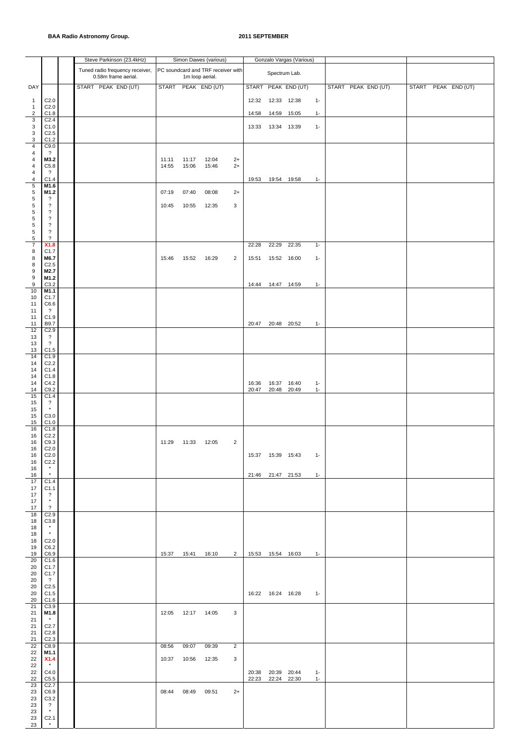**BAA Radio Astronomy Group.** **2011 SEPTEMBER**

| DAY | | | Steve Parkinson (23.4kHz) Tuned radio frequency receiver, 0.58m frame aerial. START PEAK END (UT) | | | | Simon Dawes (various) PC soundcard and TRF receiver with 1m loop aerial. START | PEAK | END (UT) | | Gonzalo Vargas (Various) Spectrum Lab. START | PEAK | END (UT) | | START PEAK END (UT) | START PEAK END (UT) |
|---|---|---|---|---|---|---|---|---|---|---|---|---|---|---|---|
| 1 | C2.0 | | | | | | | | | | 12:32 | 12:33 | 12:38 | 1- | | |
| 1 | C2.0 | | | | | | | | | | | | | | | |
| 2 | C1.8 | | | | | | | | | | 14:58 | 14:59 | 15:05 | 1- | | |
| 3 | C2.4 | | | | | | | | | | | | | | | |
| 3 | C1.0 | | | | | | | | | | 13:33 | 13:34 | 13:39 | 1- | | |
| 3 | C2.5 | | | | | | | | | | | | | | | |
| 3 | C1.2 | | | | | | | | | | | | | | | |
| 4 | C9.0 | | | | | | | | | | | | | | | |
| 4 | ? | | | | | | | | | | | | | | | |
| 4 | **M3.2** | | | | | | 11:11 | 11:17 | 12:04 | 2+ | | | | | | |
| 4 | C5.8 | | | | | | 14:55 | 15:06 | 15:46 | 2+ | | | | | | |
| 4 | ? | | | | | | | | | | | | | | | |
| 4 | C1.4 | | | | | | | | | | 19:53 | 19:54 | 19:58 | 1- | | |
| 5 | **M1.6** | | | | | | | | | | | | | | | |
| 5 | **M1.2** | | | | | | 07:19 | 07:40 | 08:08 | 2+ | | | | | | |
| 5 | ? | | | | | | | | | | | | | | | |
| 5 | ? | | | | | | 10:45 | 10:55 | 12:35 | 3 | | | | | | |
| 5 | ? | | | | | | | | | | | | | | | |
| 5 | ? | | | | | | | | | | | | | | | |
| 5 | ? | | | | | | | | | | | | | | | |
| 5 | ? | | | | | | | | | | | | | | | |
| 5 | ? | | | | | | | | | | | | | | | |
| 7 | **X1.8** | | | | | | | | | | 22:28 | 22:29 | 22:35 | 1- | | |
| 8 | C1.7 | | | | | | | | | | | | | | | |
| 8 | **M6.7** | | | | | | 15:46 | 15:52 | 16:29 | 2 | 15:51 | 15:52 | 16:00 | 1- | | |
| 8 | C2.5 | | | | | | | | | | | | | | | |
| 9 | **M2.7** | | | | | | | | | | | | | | | |
| 9 | **M1.2** | | | | | | | | | | | | | | | |
| 9 | C3.2 | | | | | | | | | | 14:44 | 14:47 | 14:59 | 1- | | |
| 10 | **M1.1** | | | | | | | | | | | | | | | |
| 10 | C1.7 | | | | | | | | | | | | | | | |
| 11 | C6.6 | | | | | | | | | | | | | | | |
| 11 | ? | | | | | | | | | | | | | | | |
| 11 | C1.9 | | | | | | | | | | | | | | | |
| 11 | B9.7 | | | | | | | | | | 20:47 | 20:48 | 20:52 | 1- | | |
| 12 | C2.9 | | | | | | | | | | | | | | | |
| 13 | ? | | | | | | | | | | | | | | | |
| 13 | ? | | | | | | | | | | | | | | | |
| 13 | C1.5 | | | | | | | | | | | | | | | |
| 14 | C1.9 | | | | | | | | | | | | | | | |
| 14 | C2.2 | | | | | | | | | | | | | | | |
| 14 | C1.4 | | | | | | | | | | | | | | | |
| 14 | C1.8 | | | | | | | | | | | | | | | |
| 14 | C4.2 | | | | | | | | | | 16:36 | 16:37 | 16:40 | 1- | | |
| 14 | C9.2 | | | | | | | | | | 20:47 | 20:48 | 20:49 | 1- | | |
| 15 | C1.4 | | | | | | | | | | | | | | | |
| 15 | ? | | | | | | | | | | | | | | | |
| 15 | * | | | | | | | | | | | | | | | |
| 15 | C3.0 | | | | | | | | | | | | | | | |
| 15 | C1.0 | | | | | | | | | | | | | | | |
| 16 | C1.8 | | | | | | | | | | | | | | | |
| 16 | C2.2 | | | | | | | | | | | | | | | |
| 16 | C9.3 | | | | | | 11:29 | 11:33 | 12:05 | 2 | | | | | | |
| 16 | C2.0 | | | | | | | | | | | | | | | |
| 16 | C2.0 | | | | | | | | | | 15:37 | 15:39 | 15:43 | 1- | | |
| 16 | C2.2 | | | | | | | | | | | | | | | |
| 16 | * | | | | | | | | | | | | | | | |
| 16 | * | | | | | | | | | | 21:46 | 21:47 | 21:53 | 1- | | |
| 17 | C1.4 | | | | | | | | | | | | | | | |
| 17 | C1.1 | | | | | | | | | | | | | | | |
| 17 | ? | | | | | | | | | | | | | | | |
| 17 | * | | | | | | | | | | | | | | | |
| 17 | ? | | | | | | | | | | | | | | | |
| 18 | C2.9 | | | | | | | | | | | | | | | |
| 18 | C3.8 | | | | | | | | | | | | | | | |
| 18 | * | | | | | | | | | | | | | | | |
| 18 | * | | | | | | | | | | | | | | | |
| 18 | C2.0 | | | | | | | | | | | | | | | |
| 19 | C6.2 | | | | | | | | | | | | | | | |
| 19 | C6.9 | | | | | | 15:37 | 15:41 | 16:10 | 2 | 15:53 | 15:54 | 16:03 | 1- | | |
| 20 | C1.6 | | | | | | | | | | | | | | | |
| 20 | C1.7 | | | | | | | | | | | | | | | |
| 20 | C1.7 | | | | | | | | | | | | | | | |
| 20 | ? | | | | | | | | | | | | | | | |
| 20 | C2.5 | | | | | | | | | | | | | | | |
| 20 | C1.5 | | | | | | | | | | 16:22 | 16:24 | 16:28 | 1- | | |
| 20 | C1.6 | | | | | | | | | | | | | | | |
| 21 | C3.9 | | | | | | | | | | | | | | | |
| 21 | **M1.8** | | | | | | 12:05 | 12:17 | 14:05 | 3 | | | | | | |
| 21 | * | | | | | | | | | | | | | | | |
| 21 | C2.7 | | | | | | | | | | | | | | | |
| 21 | C2.8 | | | | | | | | | | | | | | | |
| 21 | C2.3 | | | | | | | | | | | | | | | |
| 22 | C8.9 | | | | | | 08:56 | 09:07 | 09:39 | 2 | | | | | | |
| 22 | **M1.1** | | | | | | | | | | | | | | | |
| 22 | **X1.4** | | | | | | 10:37 | 10:56 | 12:35 | 3 | | | | | | |
| 22 | * | | | | | | | | | | | | | | | |
| 22 | C4.0 | | | | | | | | | | 20:38 | 20:39 | 20:44 | 1- | | |
| 22 | C5.5 | | | | | | | | | | 22:23 | 22:24 | 22:30 | 1- | | |
| 23 | C2.7 | | | | | | | | | | | | | | | |
| 23 | C6.9 | | | | | | 08:44 | 08:49 | 09:51 | 2+ | | | | | | |
| 23 | C3.2 | | | | | | | | | | | | | | | |
| 23 | ? | | | | | | | | | | | | | | | |
| 23 | * | | | | | | | | | | | | | | | |
| 23 | C2.1 | | | | | | | | | | | | | | | |
| 23 | * | | | | | | | | | | | | | | | |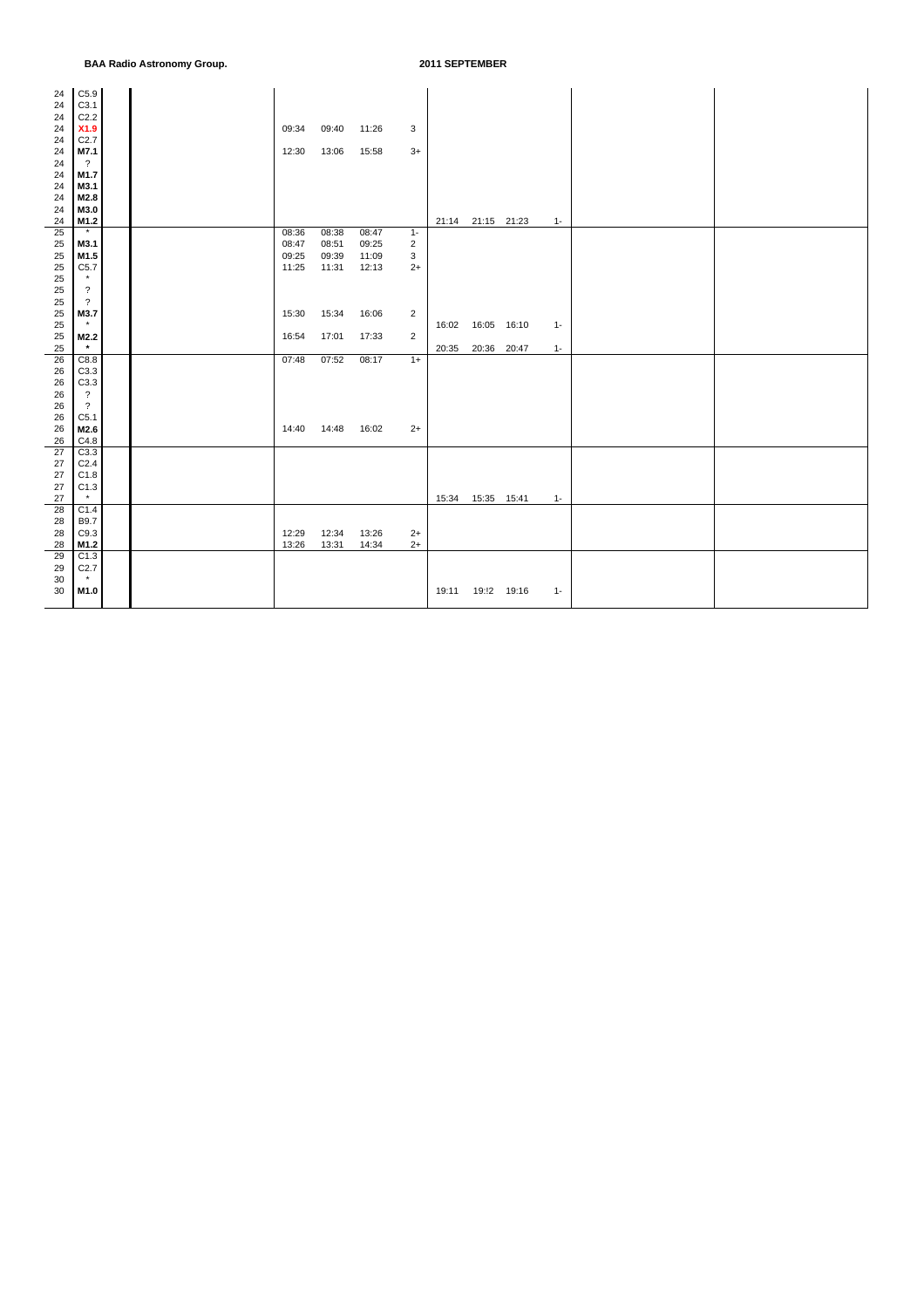**BAA Radio Astronomy Group.** **2011 SEPTEMBER**

| Day | Class | | | Start | Max | End | Imp | Start | Max | End | Imp | | |
|---|---|---|---|---|---|---|---|---|---|---|---|---|---|
| 24 | C5.9 | | | | | | | | | | | | |
| 24 | C3.1 | | | | | | | | | | | | |
| 24 | C2.2 | | | | | | | | | | | | |
| 24 | **X1.9** | | | 09:34 | 09:40 | 11:26 | 3 | | | | | | |
| 24 | C2.7 | | | | | | | | | | | | |
| 24 | **M7.1** | | | 12:30 | 13:06 | 15:58 | 3+ | | | | | | |
| 24 | ? | | | | | | | | | | | | |
| 24 | **M1.7** | | | | | | | | | | | | |
| 24 | **M3.1** | | | | | | | | | | | | |
| 24 | **M2.8** | | | | | | | | | | | | |
| 24 | **M3.0** | | | | | | | | | | | | |
| 24 | **M1.2** | | | | | | | 21:14 | 21:15 | 21:23 | 1- | | |
| 25 | * | | | 08:36 | 08:38 | 08:47 | 1- | | | | | | |
| 25 | **M3.1** | | | 08:47 | 08:51 | 09:25 | 2 | | | | | | |
| 25 | **M1.5** | | | 09:25 | 09:39 | 11:09 | 3 | | | | | | |
| 25 | C5.7 | | | 11:25 | 11:31 | 12:13 | 2+ | | | | | | |
| 25 | * | | | | | | | | | | | | |
| 25 | ? | | | | | | | | | | | | |
| 25 | ? | | | | | | | | | | | | |
| 25 | **M3.7** | | | 15:30 | 15:34 | 16:06 | 2 | | | | | | |
| 25 | * | | | | | | | 16:02 | 16:05 | 16:10 | 1- | | |
| 25 | **M2.2** | | | 16:54 | 17:01 | 17:33 | 2 | | | | | | |
| 25 | * | | | | | | | 20:35 | 20:36 | 20:47 | 1- | | |
| 26 | C8.8 | | | 07:48 | 07:52 | 08:17 | 1+ | | | | | | |
| 26 | C3.3 | | | | | | | | | | | | |
| 26 | C3.3 | | | | | | | | | | | | |
| 26 | ? | | | | | | | | | | | | |
| 26 | ? | | | | | | | | | | | | |
| 26 | C5.1 | | | | | | | | | | | | |
| 26 | **M2.6** | | | 14:40 | 14:48 | 16:02 | 2+ | | | | | | |
| 26 | C4.8 | | | | | | | | | | | | |
| 27 | C3.3 | | | | | | | | | | | | |
| 27 | C2.4 | | | | | | | | | | | | |
| 27 | C1.8 | | | | | | | | | | | | |
| 27 | C1.3 | | | | | | | | | | | | |
| 27 | * | | | | | | | 15:34 | 15:35 | 15:41 | 1- | | |
| 28 | C1.4 | | | | | | | | | | | | |
| 28 | B9.7 | | | | | | | | | | | | |
| 28 | C9.3 | | | 12:29 | 12:34 | 13:26 | 2+ | | | | | | |
| 28 | **M1.2** | | | 13:26 | 13:31 | 14:34 | 2+ | | | | | | |
| 29 | C1.3 | | | | | | | | | | | | |
| 29 | C2.7 | | | | | | | | | | | | |
| 30 | * | | | | | | | | | | | | |
| 30 | **M1.0** | | | | | | | 19:11 | 19:!2 | 19:16 | 1- | | |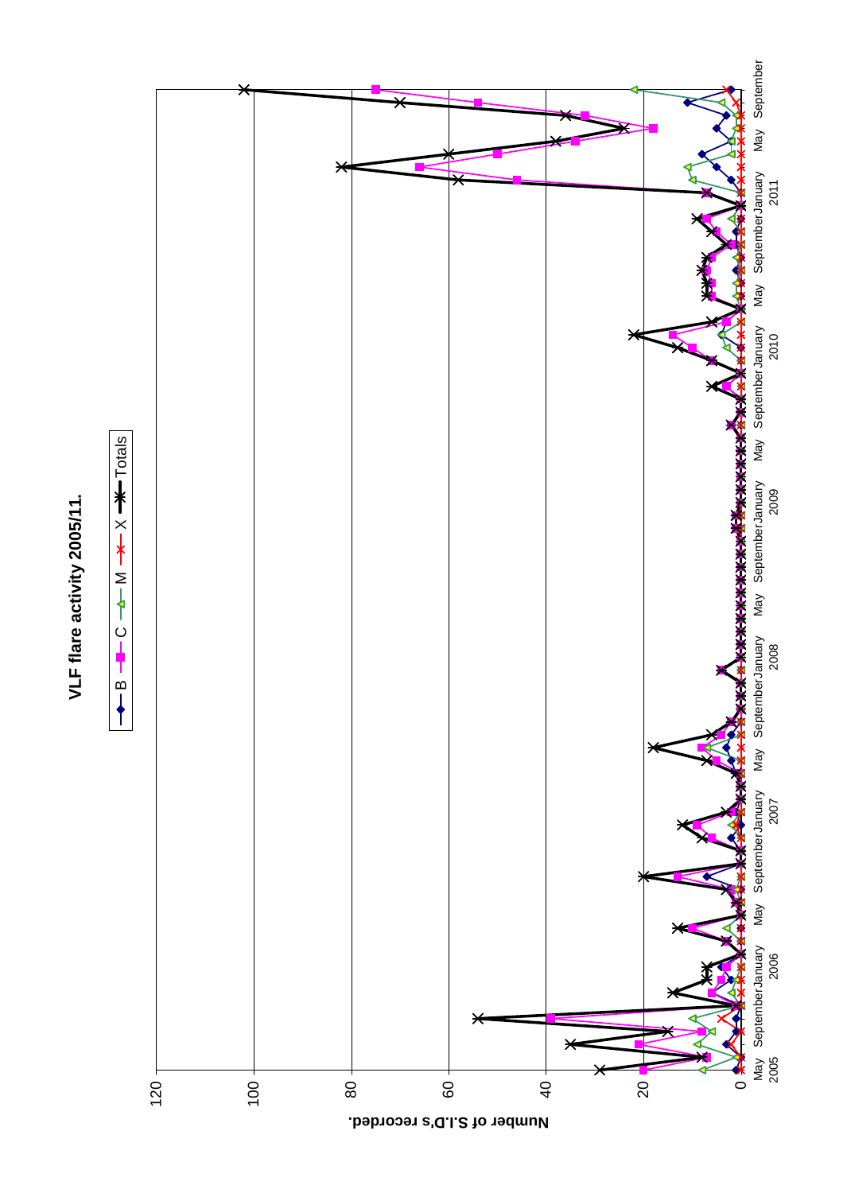**VLF flare activity 2005/11.**

B C M X Totals

Number of S.I.D's recorded.

0 20 40 60 80 100 120

May 2005 September January 2006 May September January 2007 May September January 2008 May September January 2009 May September January 2010 May September January 2011 May September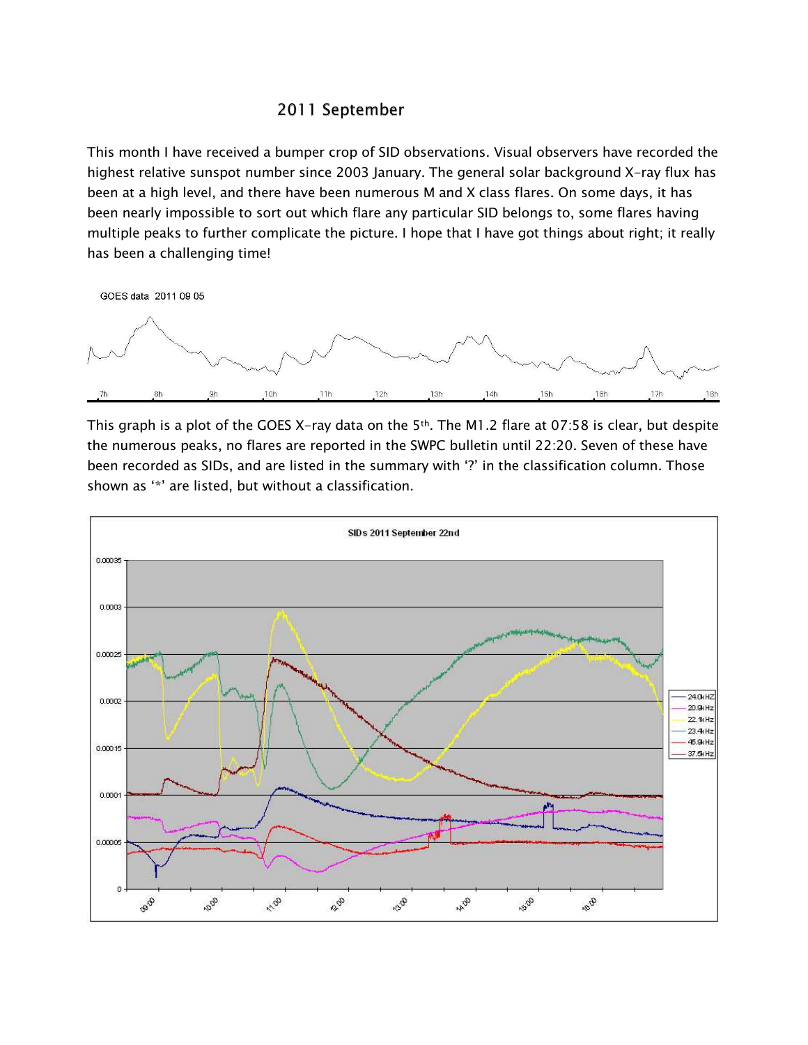## 2011 September

This month I have received a bumper crop of SID observations. Visual observers have recorded the highest relative sunspot number since 2003 January. The general solar background X-ray flux has been at a high level, and there have been numerous M and X class flares. On some days, it has been nearly impossible to sort out which flare any particular SID belongs to, some flares having multiple peaks to further complicate the picture. I hope that I have got things about right; it really has been a challenging time!

This graph is a plot of the GOES X-ray data on the 5th. The M1.2 flare at 07:58 is clear, but despite the numerous peaks, no flares are reported in the SWPC bulletin until 22:20. Seven of these have been recorded as SIDs, and are listed in the summary with '?' in the classification column. Those shown as '*' are listed, but without a classification.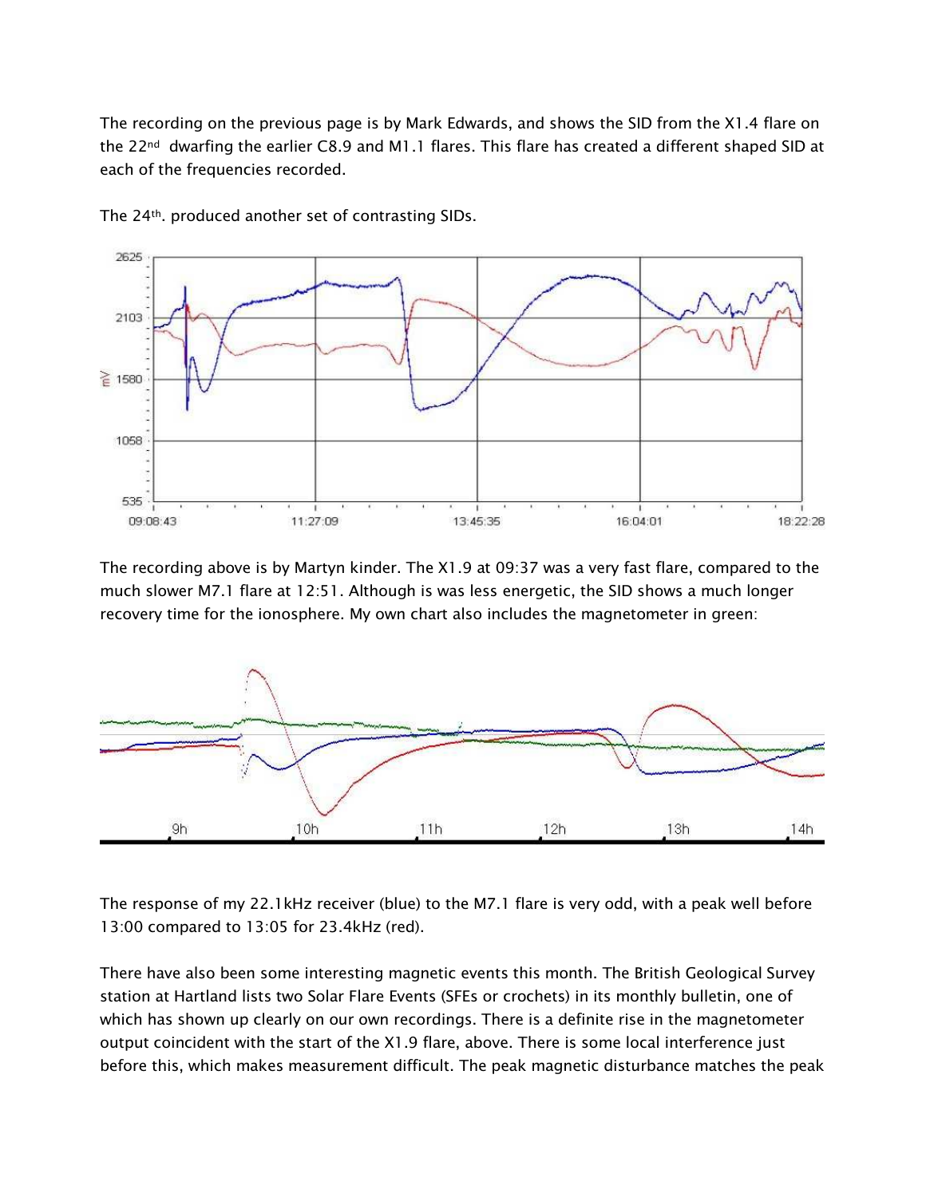The recording on the previous page is by Mark Edwards, and shows the SID from the X1.4 flare on the 22nd dwarfing the earlier C8.9 and M1.1 flares. This flare has created a different shaped SID at each of the frequencies recorded.

The 24th. produced another set of contrasting SIDs.

The recording above is by Martyn kinder. The X1.9 at 09:37 was a very fast flare, compared to the much slower M7.1 flare at 12:51. Although is was less energetic, the SID shows a much longer recovery time for the ionosphere. My own chart also includes the magnetometer in green:

The response of my 22.1kHz receiver (blue) to the M7.1 flare is very odd, with a peak well before 13:00 compared to 13:05 for 23.4kHz (red).

There have also been some interesting magnetic events this month. The British Geological Survey station at Hartland lists two Solar Flare Events (SFEs or crochets) in its monthly bulletin, one of which has shown up clearly on our own recordings. There is a definite rise in the magnetometer output coincident with the start of the X1.9 flare, above. There is some local interference just before this, which makes measurement difficult. The peak magnetic disturbance matches the peak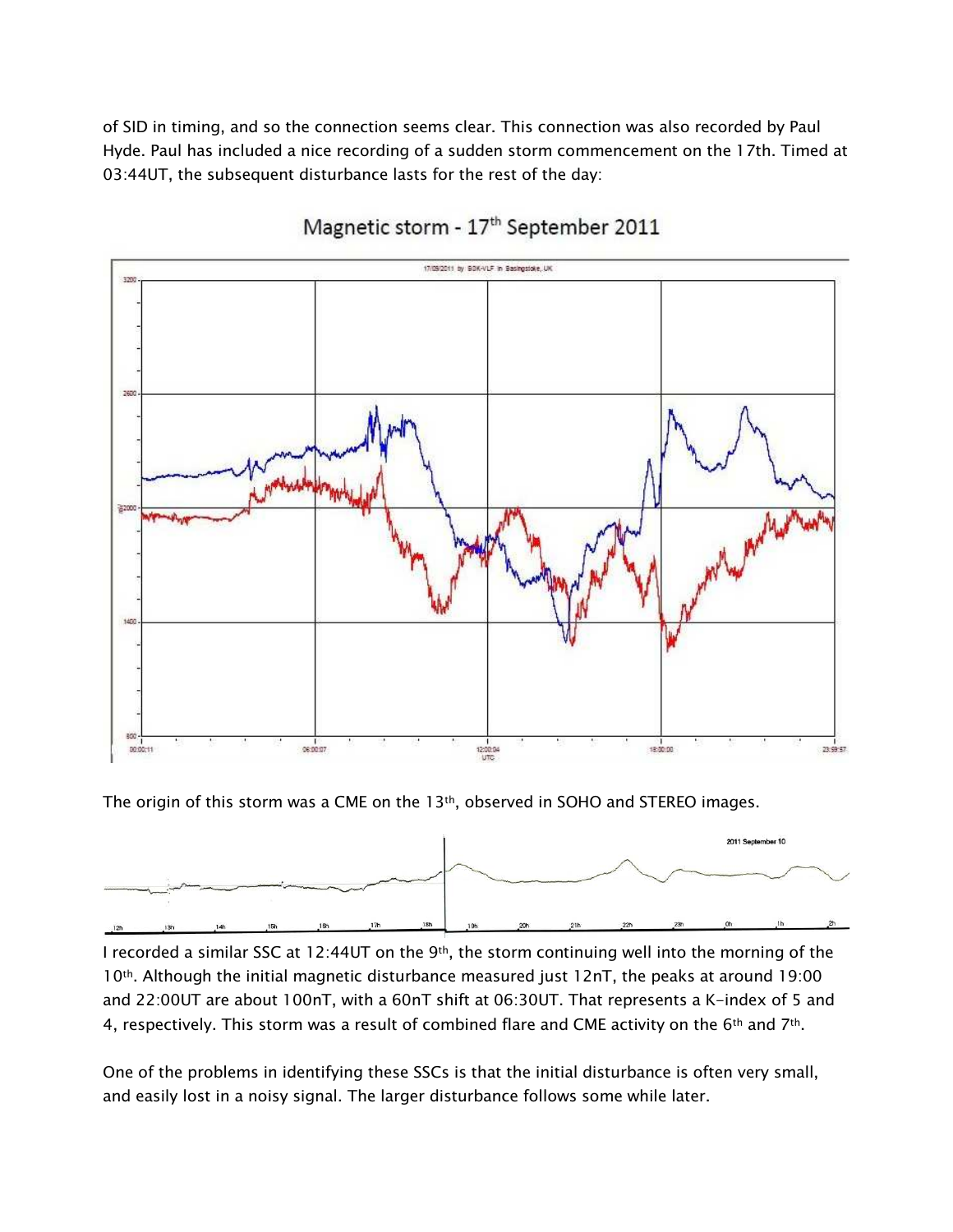of SID in timing, and so the connection seems clear. This connection was also recorded by Paul Hyde. Paul has included a nice recording of a sudden storm commencement on the 17th. Timed at 03:44UT, the subsequent disturbance lasts for the rest of the day:

Magnetic storm - 17th September 2011

The origin of this storm was a CME on the 13th, observed in SOHO and STEREO images.

I recorded a similar SSC at 12:44UT on the 9th, the storm continuing well into the morning of the 10th. Although the initial magnetic disturbance measured just 12nT, the peaks at around 19:00 and 22:00UT are about 100nT, with a 60nT shift at 06:30UT. That represents a K-index of 5 and 4, respectively. This storm was a result of combined flare and CME activity on the 6th and 7th.

One of the problems in identifying these SSCs is that the initial disturbance is often very small, and easily lost in a noisy signal. The larger disturbance follows some while later.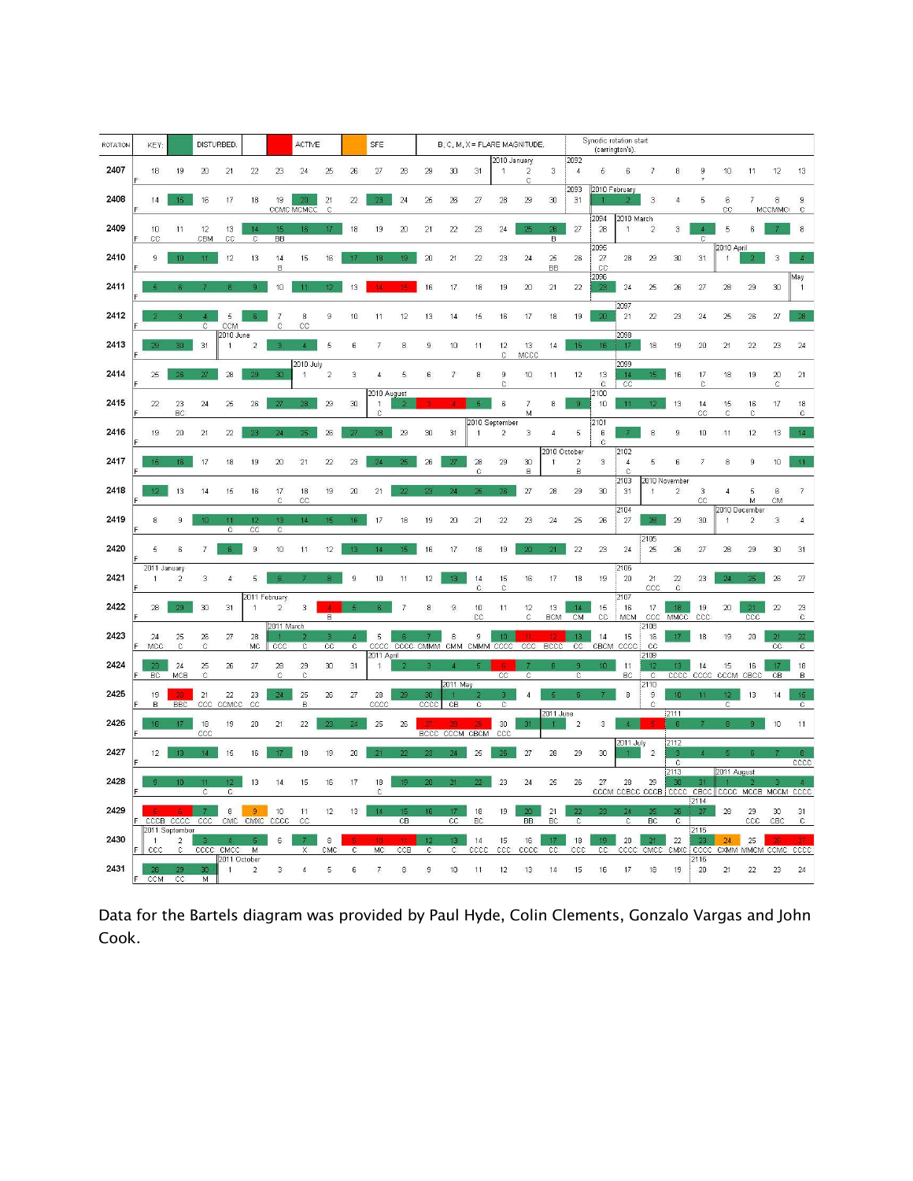ROTATION | KEY: | DISTURBED. | ACTIVE | SFE | B, C, M, X = FLARE MAGNITUDE. | Synodic rotation start (carrington's).

| ROTATION | | | | | | | | | | | | | | | | | | | | | | | | | | | |
|---|---|---|---|---|---|---|---|---|---|---|---|---|---|---|---|---|---|---|---|---|---|---|---|---|---|---|---|
| 2407 | 18 | 19 | 20 | 21 | 22 | 23 | 24 | 25 | 26 | 27 | 28 | 29 | 30 | 31 | 2010 January 1 | 2 C | 3 | 2092 4 | 5 | 6 | 7 | 8 | 9 | 10 | 11 | 12 | 13 |
| 2408 | 14 | 15 | 16 | 17 | 18 | 19 CCMC | 20 MCMCC | 21 C | 22 | 23 | 24 | 25 | 26 | 27 | 28 | 29 | 30 | 2093 31 | 2010 February 1 | 2 | 3 | 4 | 5 | 6 CC | 7 | 8 MCCMMC | 9 C |
| 2409 | 10 CC | 11 | 12 CBM | 13 CC | 14 C | 15 BB | 16 | 17 | 18 | 19 | 20 | 21 | 22 | 23 | 24 | 25 | 26 B | 27 | 2094 28 | 2010 March 1 | 2 | 3 | 4 C | 5 | 6 | 7 | 8 |
| 2410 | 9 | 10 | 11 | 12 | 13 | 14 B | 15 | 16 | 17 | 18 | 19 | 20 | 21 | 22 | 23 | 24 | 25 BB | 26 | 2095 27 CC | 28 | 29 | 30 | 31 | 2010 April 1 | 2 | 3 | 4 |
| 2411 | 5 | 6 | 7 | 8 | 9 | 10 | 11 | 12 | 13 | 14 | 15 | 16 | 17 | 18 | 19 | 20 | 21 | 22 | 2096 23 | 24 | 25 | 26 | 27 | 28 | 29 | 30 | May 1 |
| 2412 | 2 | 3 | 4 C | 5 CCM | 6 | 7 C | 8 CC | 9 | 10 | 11 | 12 | 13 | 14 | 15 | 16 | 17 | 18 | 19 | 20 | 2097 21 | 22 | 23 | 24 | 25 | 26 | 27 | 28 |
| 2413 | 29 | 30 | 31 | 2010 June 1 | 2 | 3 | 4 | 5 | 6 | 7 | 8 | 9 | 10 | 11 | 12 C | 13 MCCC | 14 | 15 | 16 | 2098 17 | 18 | 19 | 20 | 21 | 22 | 23 | 24 |
| 2414 | 25 | 26 | 27 | 28 | 29 | 30 | 2010 July 1 | 2 | 3 | 4 | 5 | 6 | 7 | 8 | 9 C | 10 | 11 | 12 | 13 C | 2099 14 CC | 15 | 16 | 17 C | 18 | 19 | 20 C | 21 |
| 2415 | 22 | 23 BC | 24 | 25 | 26 | 27 | 28 | 29 | 30 | 2010 August 1 C | 2 | 3 | 4 | 5 | 6 | 7 M | 8 | 9 | 2100 10 | 11 | 12 | 13 | 14 CC | 15 C | 16 C | 17 | 18 C |
| 2416 | 19 | 20 | 21 | 22 | 23 | 24 | 25 | 26 | 27 | 28 | 29 | 30 | 31 | 2010 September 1 | 2 | 3 | 4 | 5 | 2101 6 C | 7 | 8 | 9 | 10 | 11 | 12 | 13 | 14 |
| 2417 | 15 | 16 | 17 | 18 | 19 | 20 | 21 | 22 | 23 | 24 | 25 | 26 | 27 | 28 C | 29 | 30 B | 2010 October 1 | 2 B | 3 | 2102 4 C | 5 | 6 | 7 | 8 | 9 | 10 | 11 |
| 2418 | 12 | 13 | 14 | 15 | 16 | 17 C | 18 CC | 19 | 20 | 21 | 22 | 23 | 24 | 25 | 26 | 27 | 28 | 29 | 30 | 2103 31 | 2010 November 1 | 2 | 3 CC | 4 | 5 M | 6 CM | 7 |
| 2419 | 8 | 9 | 10 | 11 C | 12 CC | 13 C | 14 | 15 | 16 | 17 | 18 | 19 | 20 | 21 | 22 | 23 | 24 | 25 | 26 | 2104 27 | 28 | 29 | 30 | 2010 December 1 | 2 | 3 | 4 |
| 2420 | 5 | 6 | 7 | 8 | 9 | 10 | 11 | 12 | 13 | 14 | 15 | 16 | 17 | 18 | 19 | 20 | 21 | 22 | 23 | 24 | 2105 25 | 26 | 27 | 28 | 29 | 30 | 31 |
| 2421 | 2011 January 1 | 2 | 3 | 4 | 5 | 6 | 7 | 8 | 9 | 10 | 11 | 12 | 13 | 14 C | 15 C | 16 | 17 | 18 | 19 | 2106 20 | 21 CCC | 22 C | 23 | 24 | 25 | 26 | 27 |
| 2422 | 28 | 29 | 30 | 31 | 2011 February 1 | 2 | 3 | 4 B | 5 | 6 | 7 | 8 | 9 | 10 CC | 11 | 12 C | 13 BCM | 14 CM | 15 CC | 2107 16 MCM | 17 CCC | 18 MMCC | 19 CCC | 20 | 21 CCC | 22 | 23 C |
| 2423 | 24 MCC | 25 C | 26 C | 27 | 28 MC | 2011 March 1 CCC | 2 C | 3 CC | 4 C | 5 CCCC | 6 CCCC | 7 CMMM | 8 CMM | 9 CMMM | 10 CCCC | 11 CCC | 12 BCCC | 13 CC | 14 CBCM | 15 CCCC | 2108 16 CC | 17 | 18 | 19 | 20 | 21 CC | 22 C |
| 2424 | 23 BC | 24 MCB | 25 C | 26 | 27 | 28 C | 29 C | 30 | 31 | 2011 April 1 | 2 | 3 | 4 | 5 | 6 CC | 7 C | 8 | 9 C | 10 | 11 BC | 2109 12 C | 13 CCCC | 14 CCCC | 15 CCCM | 16 CBCC | 17 CB | 18 B |
| 2425 | 19 B | 20 BBC | 21 CCC | 22 CCMCC | 23 CC | 24 | 25 B | 26 | 27 | 28 CCCC | 29 | 30 CCCC | 2011 May 1 CB | 2 C | 3 C | 4 | 5 | 6 | 7 | 8 | 2110 9 C | 10 | 11 | 12 C | 13 | 14 | 15 C |
| 2426 | 16 | 17 | 18 CCC | 19 | 20 | 21 | 22 | 23 | 24 | 25 | 26 | 27 BCCC | 28 CCCM | 29 CBCM | 30 CCC | 31 | 2011 June 1 | 2 | 3 | 4 | 5 | 2111 6 | 7 | 8 | 9 | 10 | 11 |
| 2427 | 12 | 13 | 14 | 15 | 16 | 17 | 18 | 19 | 20 | 21 | 22 | 23 | 24 | 25 | 26 | 27 | 28 | 29 | 30 | 2011 July 1 | 2 | 2112 3 C | 4 | 5 | 6 | 7 | 8 CCCC |
| 2428 | 9 | 10 | 11 C | 12 C | 13 | 14 | 15 | 16 | 17 | 18 C | 19 | 20 | 21 | 22 | 23 | 24 | 25 | 26 | 27 CCCM | 28 CCBCC | 29 CCCB | 2113 30 CCCC | 31 CBCC | 2011 August 1 CCCC | 2 MCCB | 3 MCCM | 4 CCCC |
| 2429 | 5 CCCB | 6 CCCC | 7 CCC | 8 CMC | 9 CMMC | 10 CCCC | 11 CC | 12 | 13 | 14 | 15 CB | 16 | 17 CC | 18 BC | 19 | 20 BB | 21 BC | 22 C | 23 | 24 C | 25 BC | 26 C | 2114 27 | 28 | 29 CCC | 30 CBC | 31 C |
| 2430 | 2011 September 1 CCC | 2 C | 3 CCCC | 4 CMCC | 5 M | 6 | 7 X | 8 CMC | 9 C | 10 MC | 11 CCB | 12 C | 13 C | 14 CCCC | 15 CCC | 16 CCCC | 17 CC | 18 CCC | 19 CC | 20 CCCC | 21 CMCC | 22 CMXC | 2115 23 CCCC | 24 CXMM | 25 MMCM | 26 CCMC | 27 CCCC |
| 2431 | 28 CCM | 29 CC | 30 M | 2011 October 1 | 2 | 3 | 4 | 5 | 6 | 7 | 8 | 9 | 10 | 11 | 12 | 13 | 14 | 15 | 16 | 17 | 18 | 19 | 2116 20 | 21 | 22 | 23 | 24 |

Data for the Bartels diagram was provided by Paul Hyde, Colin Clements, Gonzalo Vargas and John Cook.